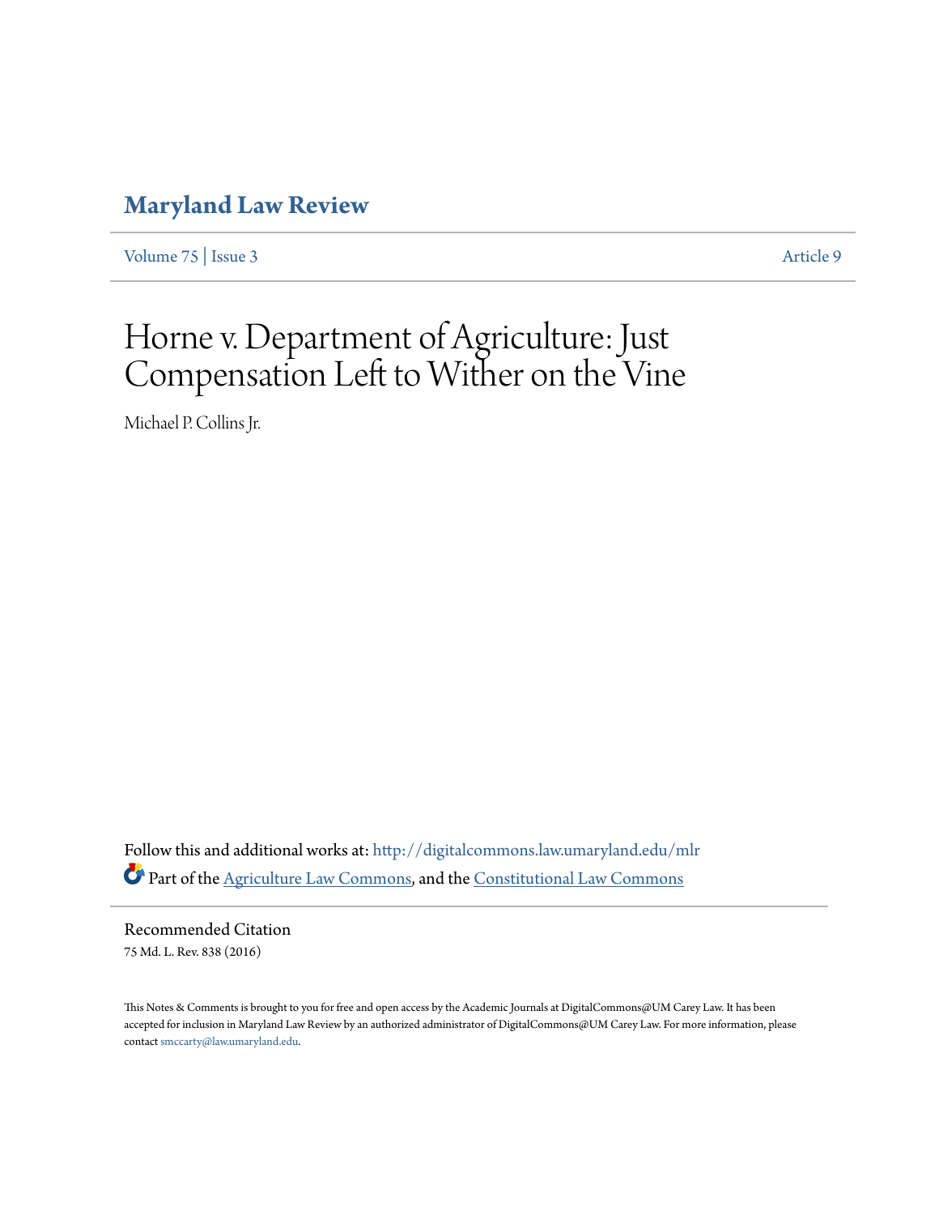# Maryland Law Review

Volume 75 | Issue 3 Article 9

# Horne v. Department of Agriculture: Just Compensation Left to Wither on the Vine

Michael P. Collins Jr.

Follow this and additional works at: http://digitalcommons.law.umaryland.edu/mlr

Part of the Agriculture Law Commons, and the Constitutional Law Commons

## Recommended Citation

75 Md. L. Rev. 838 (2016)

This Notes & Comments is brought to you for free and open access by the Academic Journals at DigitalCommons@UM Carey Law. It has been accepted for inclusion in Maryland Law Review by an authorized administrator of DigitalCommons@UM Carey Law. For more information, please contact smccarty@law.umaryland.edu.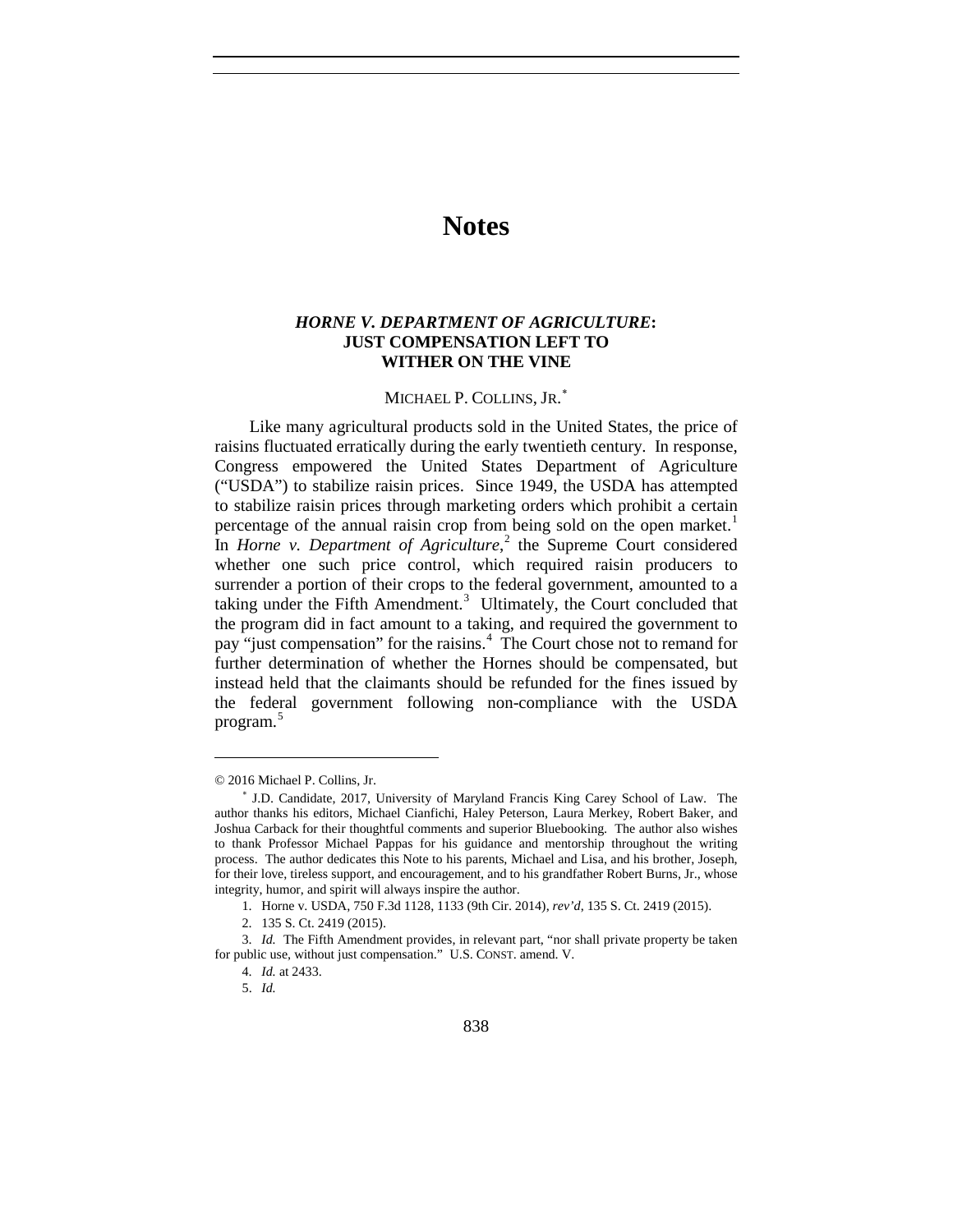# Notes

## *HORNE V. DEPARTMENT OF AGRICULTURE*: JUST COMPENSATION LEFT TO WITHER ON THE VINE

MICHAEL P. COLLINS, JR.[*]

Like many agricultural products sold in the United States, the price of raisins fluctuated erratically during the early twentieth century. In response, Congress empowered the United States Department of Agriculture ("USDA") to stabilize raisin prices. Since 1949, the USDA has attempted to stabilize raisin prices through marketing orders which prohibit a certain percentage of the annual raisin crop from being sold on the open market.[1] In *Horne v. Department of Agriculture*,[2] the Supreme Court considered whether one such price control, which required raisin producers to surrender a portion of their crops to the federal government, amounted to a taking under the Fifth Amendment.[3] Ultimately, the Court concluded that the program did in fact amount to a taking, and required the government to pay "just compensation" for the raisins.[4] The Court chose not to remand for further determination of whether the Hornes should be compensated, but instead held that the claimants should be refunded for the fines issued by the federal government following non-compliance with the USDA program.[5]

---

© 2016 Michael P. Collins, Jr.

[*] J.D. Candidate, 2017, University of Maryland Francis King Carey School of Law. The author thanks his editors, Michael Cianfichi, Haley Peterson, Laura Merkey, Robert Baker, and Joshua Carback for their thoughtful comments and superior Bluebooking. The author also wishes to thank Professor Michael Pappas for his guidance and mentorship throughout the writing process. The author dedicates this Note to his parents, Michael and Lisa, and his brother, Joseph, for their love, tireless support, and encouragement, and to his grandfather Robert Burns, Jr., whose integrity, humor, and spirit will always inspire the author.

1. Horne v. USDA, 750 F.3d 1128, 1133 (9th Cir. 2014), *rev'd*, 135 S. Ct. 2419 (2015).

2. 135 S. Ct. 2419 (2015).

3. *Id.* The Fifth Amendment provides, in relevant part, "nor shall private property be taken for public use, without just compensation." U.S. CONST. amend. V.

4. *Id.* at 2433.

5. *Id.*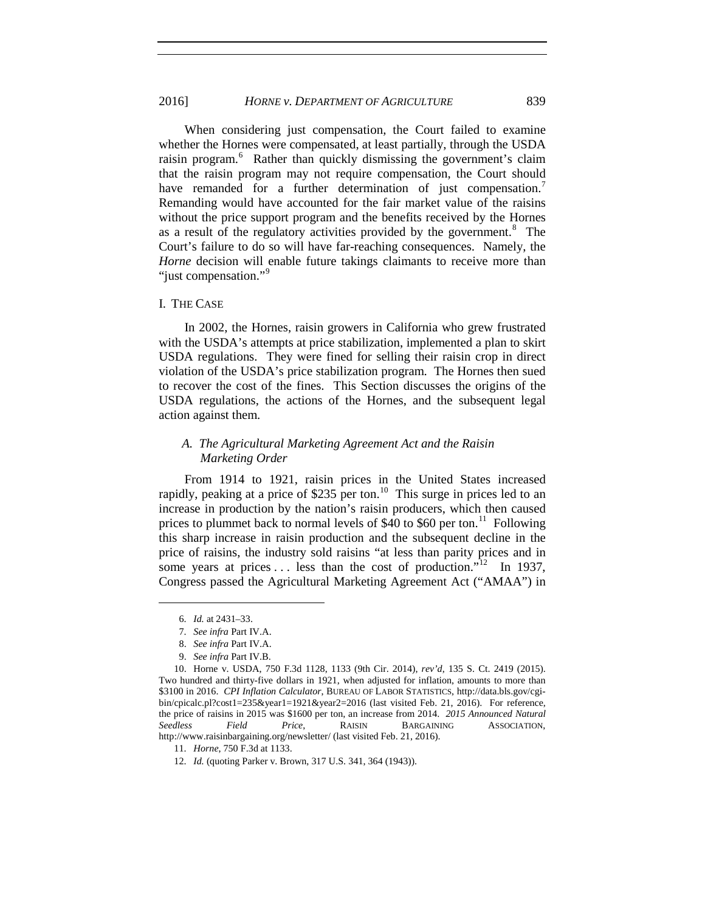When considering just compensation, the Court failed to examine whether the Hornes were compensated, at least partially, through the USDA raisin program.[6] Rather than quickly dismissing the government's claim that the raisin program may not require compensation, the Court should have remanded for a further determination of just compensation.[7] Remanding would have accounted for the fair market value of the raisins without the price support program and the benefits received by the Hornes as a result of the regulatory activities provided by the government.[8] The Court's failure to do so will have far-reaching consequences. Namely, the *Horne* decision will enable future takings claimants to receive more than "just compensation."[9]

## I. THE CASE

In 2002, the Hornes, raisin growers in California who grew frustrated with the USDA's attempts at price stabilization, implemented a plan to skirt USDA regulations. They were fined for selling their raisin crop in direct violation of the USDA's price stabilization program. The Hornes then sued to recover the cost of the fines. This Section discusses the origins of the USDA regulations, the actions of the Hornes, and the subsequent legal action against them.

### *A. The Agricultural Marketing Agreement Act and the Raisin Marketing Order*

From 1914 to 1921, raisin prices in the United States increased rapidly, peaking at a price of $235 per ton.[10] This surge in prices led to an increase in production by the nation's raisin producers, which then caused prices to plummet back to normal levels of $40 to $60 per ton.[11] Following this sharp increase in raisin production and the subsequent decline in the price of raisins, the industry sold raisins "at less than parity prices and in some years at prices . . . less than the cost of production."[12] In 1937, Congress passed the Agricultural Marketing Agreement Act ("AMAA") in

---

6. *Id.* at 2431–33.

7. *See infra* Part IV.A.

8. *See infra* Part IV.A.

9. *See infra* Part IV.B.

10. Horne v. USDA, 750 F.3d 1128, 1133 (9th Cir. 2014), *rev'd*, 135 S. Ct. 2419 (2015). Two hundred and thirty-five dollars in 1921, when adjusted for inflation, amounts to more than $3100 in 2016. *CPI Inflation Calculator*, BUREAU OF LABOR STATISTICS, http://data.bls.gov/cgi-bin/cpicalc.pl?cost1=235&year1=1921&year2=2016 (last visited Feb. 21, 2016). For reference, the price of raisins in 2015 was $1600 per ton, an increase from 2014. *2015 Announced Natural Seedless Field Price*, RAISIN BARGAINING ASSOCIATION, http://www.raisinbargaining.org/newsletter/ (last visited Feb. 21, 2016).

11. *Horne*, 750 F.3d at 1133.

12. *Id.* (quoting Parker v. Brown, 317 U.S. 341, 364 (1943)).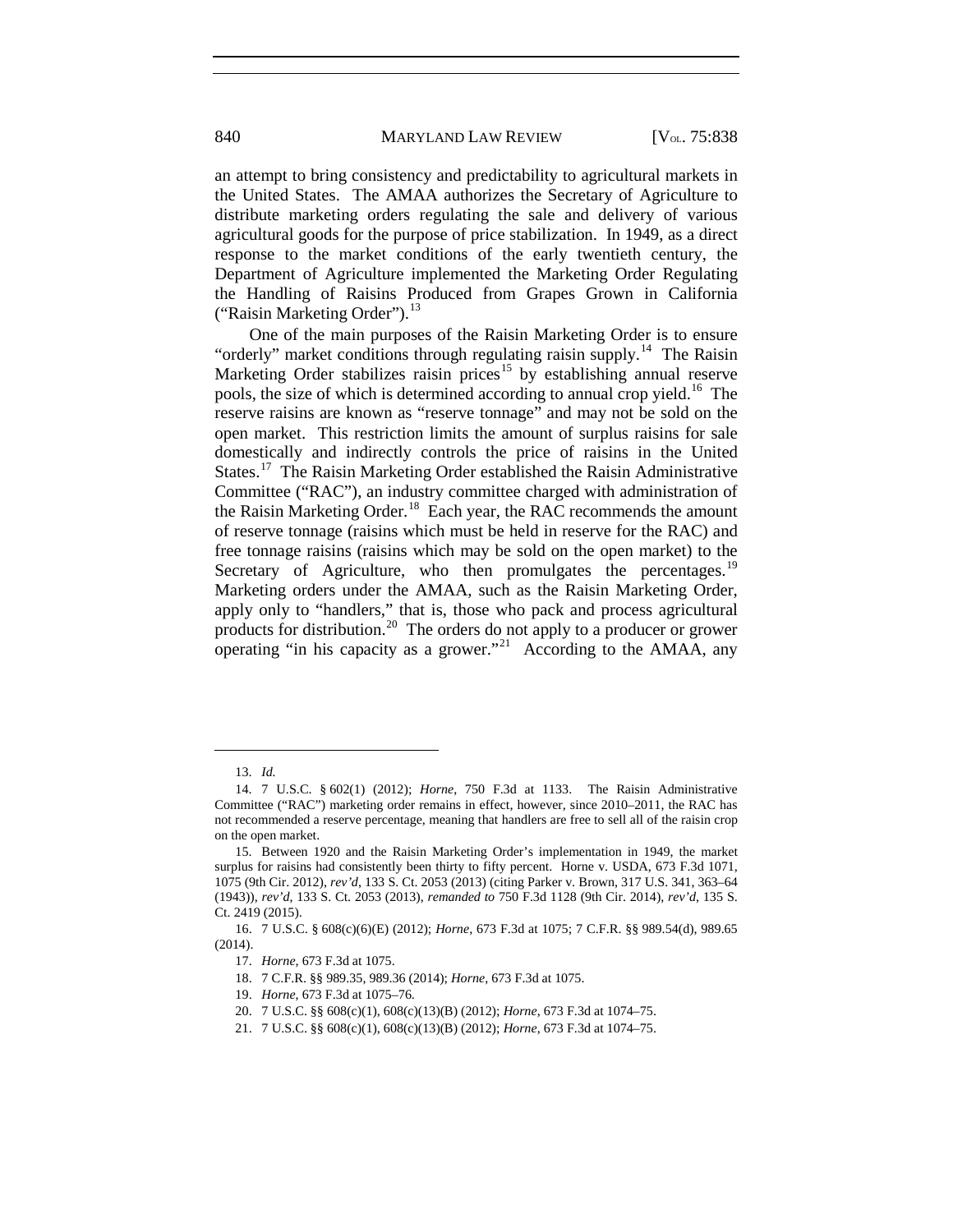an attempt to bring consistency and predictability to agricultural markets in the United States. The AMAA authorizes the Secretary of Agriculture to distribute marketing orders regulating the sale and delivery of various agricultural goods for the purpose of price stabilization. In 1949, as a direct response to the market conditions of the early twentieth century, the Department of Agriculture implemented the Marketing Order Regulating the Handling of Raisins Produced from Grapes Grown in California ("Raisin Marketing Order").[13]

One of the main purposes of the Raisin Marketing Order is to ensure "orderly" market conditions through regulating raisin supply.[14] The Raisin Marketing Order stabilizes raisin prices[15] by establishing annual reserve pools, the size of which is determined according to annual crop yield.[16] The reserve raisins are known as "reserve tonnage" and may not be sold on the open market. This restriction limits the amount of surplus raisins for sale domestically and indirectly controls the price of raisins in the United States.[17] The Raisin Marketing Order established the Raisin Administrative Committee ("RAC"), an industry committee charged with administration of the Raisin Marketing Order.[18] Each year, the RAC recommends the amount of reserve tonnage (raisins which must be held in reserve for the RAC) and free tonnage raisins (raisins which may be sold on the open market) to the Secretary of Agriculture, who then promulgates the percentages.[19] Marketing orders under the AMAA, such as the Raisin Marketing Order, apply only to "handlers," that is, those who pack and process agricultural products for distribution.[20] The orders do not apply to a producer or grower operating "in his capacity as a grower."[21] According to the AMAA, any

---

13. *Id.*

14. 7 U.S.C. § 602(1) (2012); *Horne*, 750 F.3d at 1133. The Raisin Administrative Committee ("RAC") marketing order remains in effect, however, since 2010–2011, the RAC has not recommended a reserve percentage, meaning that handlers are free to sell all of the raisin crop on the open market.

15. Between 1920 and the Raisin Marketing Order's implementation in 1949, the market surplus for raisins had consistently been thirty to fifty percent. Horne v. USDA, 673 F.3d 1071, 1075 (9th Cir. 2012), *rev'd*, 133 S. Ct. 2053 (2013) (citing Parker v. Brown, 317 U.S. 341, 363–64 (1943)), *rev'd*, 133 S. Ct. 2053 (2013), *remanded to* 750 F.3d 1128 (9th Cir. 2014), *rev'd*, 135 S. Ct. 2419 (2015).

16. 7 U.S.C. § 608(c)(6)(E) (2012); *Horne*, 673 F.3d at 1075; 7 C.F.R. §§ 989.54(d), 989.65 (2014).

17. *Horne*, 673 F.3d at 1075.

18. 7 C.F.R. §§ 989.35, 989.36 (2014); *Horne*, 673 F.3d at 1075.

19. *Horne*, 673 F.3d at 1075–76.

20. 7 U.S.C. §§ 608(c)(1), 608(c)(13)(B) (2012); *Horne*, 673 F.3d at 1074–75.

21. 7 U.S.C. §§ 608(c)(1), 608(c)(13)(B) (2012); *Horne*, 673 F.3d at 1074–75.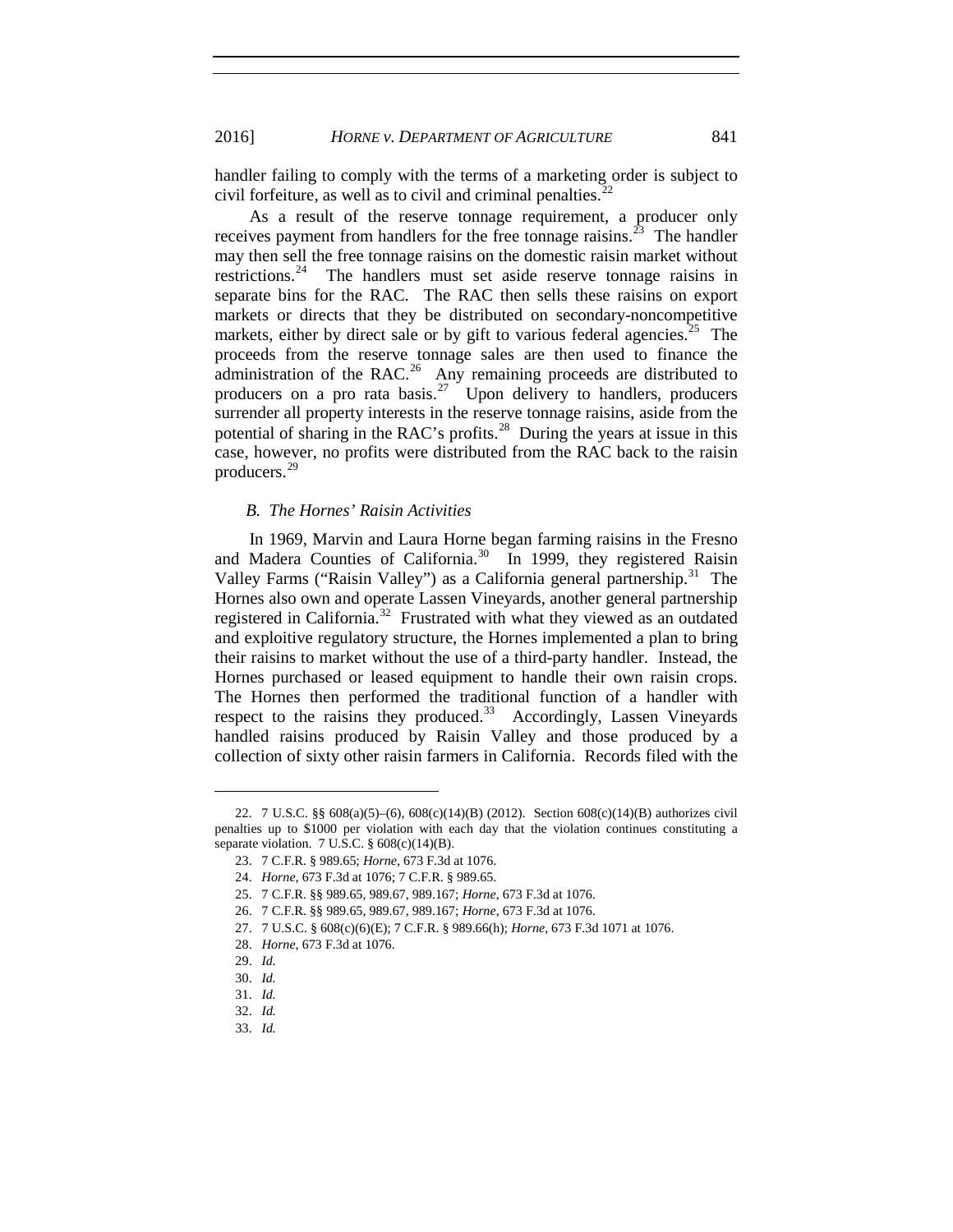handler failing to comply with the terms of a marketing order is subject to civil forfeiture, as well as to civil and criminal penalties.[22]

As a result of the reserve tonnage requirement, a producer only receives payment from handlers for the free tonnage raisins.[23] The handler may then sell the free tonnage raisins on the domestic raisin market without restrictions.[24] The handlers must set aside reserve tonnage raisins in separate bins for the RAC. The RAC then sells these raisins on export markets or directs that they be distributed on secondary-noncompetitive markets, either by direct sale or by gift to various federal agencies.[25] The proceeds from the reserve tonnage sales are then used to finance the administration of the RAC.[26] Any remaining proceeds are distributed to producers on a pro rata basis.[27] Upon delivery to handlers, producers surrender all property interests in the reserve tonnage raisins, aside from the potential of sharing in the RAC's profits.[28] During the years at issue in this case, however, no profits were distributed from the RAC back to the raisin producers.[29]

### *B. The Hornes' Raisin Activities*

In 1969, Marvin and Laura Horne began farming raisins in the Fresno and Madera Counties of California.[30] In 1999, they registered Raisin Valley Farms ("Raisin Valley") as a California general partnership.[31] The Hornes also own and operate Lassen Vineyards, another general partnership registered in California.[32] Frustrated with what they viewed as an outdated and exploitive regulatory structure, the Hornes implemented a plan to bring their raisins to market without the use of a third-party handler. Instead, the Hornes purchased or leased equipment to handle their own raisin crops. The Hornes then performed the traditional function of a handler with respect to the raisins they produced.[33] Accordingly, Lassen Vineyards handled raisins produced by Raisin Valley and those produced by a collection of sixty other raisin farmers in California. Records filed with the

---

22. 7 U.S.C. §§ 608(a)(5)–(6), 608(c)(14)(B) (2012). Section 608(c)(14)(B) authorizes civil penalties up to $1000 per violation with each day that the violation continues constituting a separate violation. 7 U.S.C. § 608(c)(14)(B).

23. 7 C.F.R. § 989.65; *Horne*, 673 F.3d at 1076.

24. *Horne*, 673 F.3d at 1076; 7 C.F.R. § 989.65.

25. 7 C.F.R. §§ 989.65, 989.67, 989.167; *Horne*, 673 F.3d at 1076.

26. 7 C.F.R. §§ 989.65, 989.67, 989.167; *Horne*, 673 F.3d at 1076.

27. 7 U.S.C. § 608(c)(6)(E); 7 C.F.R. § 989.66(h); *Horne*, 673 F.3d 1071 at 1076.

28. *Horne*, 673 F.3d at 1076.

29. *Id.*

30. *Id.*

31. *Id.*

32. *Id.*

33. *Id.*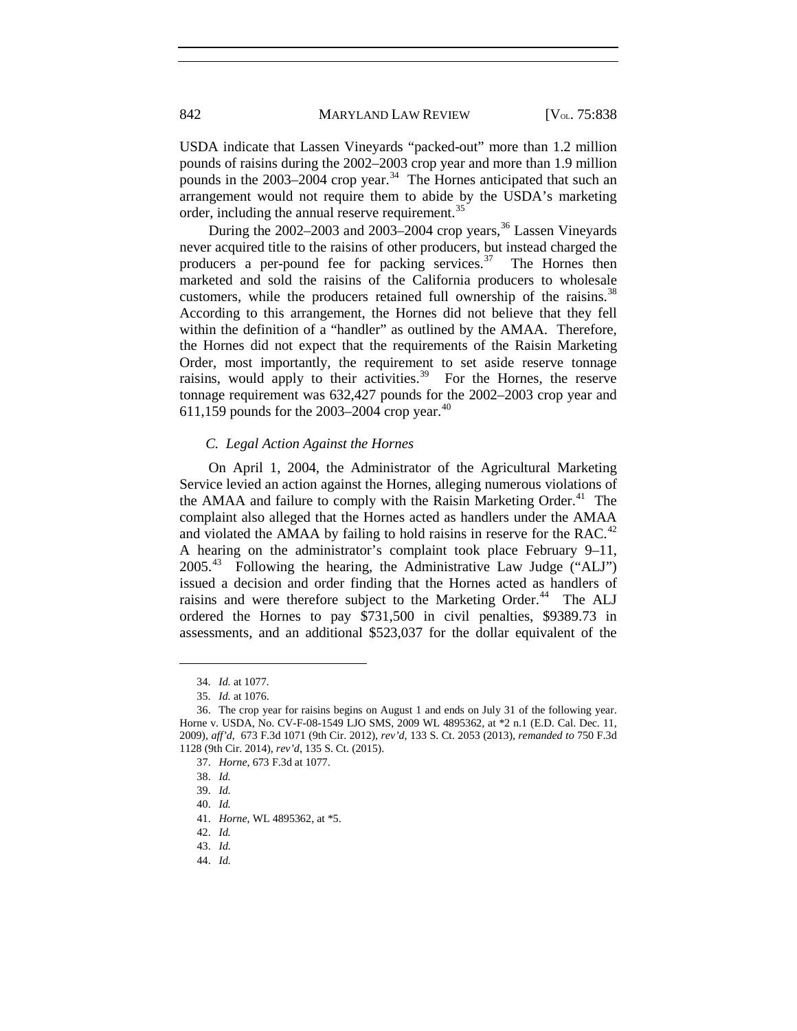USDA indicate that Lassen Vineyards "packed-out" more than 1.2 million pounds of raisins during the 2002–2003 crop year and more than 1.9 million pounds in the 2003–2004 crop year.[34] The Hornes anticipated that such an arrangement would not require them to abide by the USDA's marketing order, including the annual reserve requirement.[35]

During the 2002–2003 and 2003–2004 crop years,[36] Lassen Vineyards never acquired title to the raisins of other producers, but instead charged the producers a per-pound fee for packing services.[37] The Hornes then marketed and sold the raisins of the California producers to wholesale customers, while the producers retained full ownership of the raisins.[38] According to this arrangement, the Hornes did not believe that they fell within the definition of a "handler" as outlined by the AMAA. Therefore, the Hornes did not expect that the requirements of the Raisin Marketing Order, most importantly, the requirement to set aside reserve tonnage raisins, would apply to their activities.[39] For the Hornes, the reserve tonnage requirement was 632,427 pounds for the 2002–2003 crop year and 611,159 pounds for the 2003–2004 crop year.[40]

### *C. Legal Action Against the Hornes*

On April 1, 2004, the Administrator of the Agricultural Marketing Service levied an action against the Hornes, alleging numerous violations of the AMAA and failure to comply with the Raisin Marketing Order.[41] The complaint also alleged that the Hornes acted as handlers under the AMAA and violated the AMAA by failing to hold raisins in reserve for the RAC.[42] A hearing on the administrator's complaint took place February 9–11, 2005.[43] Following the hearing, the Administrative Law Judge ("ALJ") issued a decision and order finding that the Hornes acted as handlers of raisins and were therefore subject to the Marketing Order.[44] The ALJ ordered the Hornes to pay $731,500 in civil penalties, $9389.73 in assessments, and an additional $523,037 for the dollar equivalent of the

---

34. *Id.* at 1077.

35. *Id.* at 1076.

36. The crop year for raisins begins on August 1 and ends on July 31 of the following year. Horne v. USDA, No. CV-F-08-1549 LJO SMS, 2009 WL 4895362, at *2 n.1 (E.D. Cal. Dec. 11, 2009), *aff'd*, 673 F.3d 1071 (9th Cir. 2012), *rev'd*, 133 S. Ct. 2053 (2013), *remanded to* 750 F.3d 1128 (9th Cir. 2014), *rev'd*, 135 S. Ct. (2015).

37. *Horne*, 673 F.3d at 1077.

38. *Id.*

39. *Id.*

40. *Id.*

41. *Horne*, WL 4895362, at *5.

42. *Id.*

43. *Id.*

44. *Id.*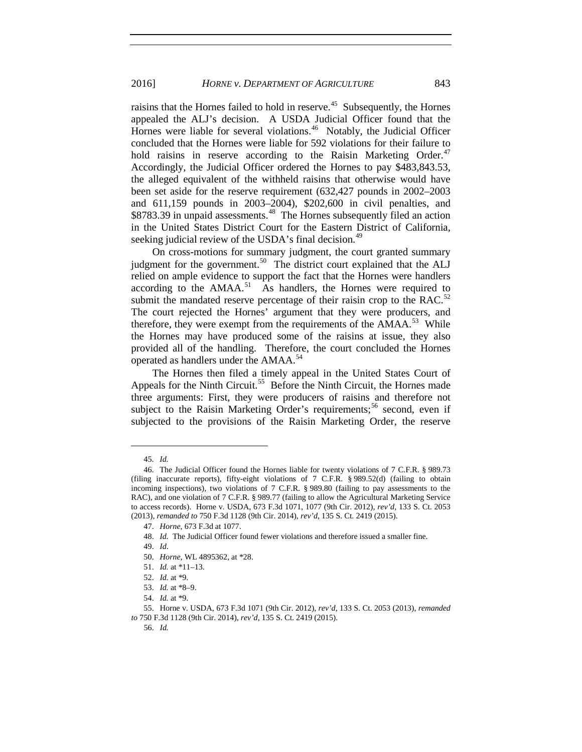raisins that the Hornes failed to hold in reserve.[45] Subsequently, the Hornes appealed the ALJ's decision. A USDA Judicial Officer found that the Hornes were liable for several violations.[46] Notably, the Judicial Officer concluded that the Hornes were liable for 592 violations for their failure to hold raisins in reserve according to the Raisin Marketing Order.[47] Accordingly, the Judicial Officer ordered the Hornes to pay $483,843.53, the alleged equivalent of the withheld raisins that otherwise would have been set aside for the reserve requirement (632,427 pounds in 2002–2003 and 611,159 pounds in 2003–2004), $202,600 in civil penalties, and $8783.39 in unpaid assessments.[48] The Hornes subsequently filed an action in the United States District Court for the Eastern District of California, seeking judicial review of the USDA's final decision.[49]

On cross-motions for summary judgment, the court granted summary judgment for the government.[50] The district court explained that the ALJ relied on ample evidence to support the fact that the Hornes were handlers according to the AMAA.[51] As handlers, the Hornes were required to submit the mandated reserve percentage of their raisin crop to the RAC.[52] The court rejected the Hornes' argument that they were producers, and therefore, they were exempt from the requirements of the AMAA.[53] While the Hornes may have produced some of the raisins at issue, they also provided all of the handling. Therefore, the court concluded the Hornes operated as handlers under the AMAA.[54]

The Hornes then filed a timely appeal in the United States Court of Appeals for the Ninth Circuit.[55] Before the Ninth Circuit, the Hornes made three arguments: First, they were producers of raisins and therefore not subject to the Raisin Marketing Order's requirements;[56] second, even if subjected to the provisions of the Raisin Marketing Order, the reserve

---

45. *Id.*

46. The Judicial Officer found the Hornes liable for twenty violations of 7 C.F.R. § 989.73 (filing inaccurate reports), fifty-eight violations of 7 C.F.R. § 989.52(d) (failing to obtain incoming inspections), two violations of 7 C.F.R. § 989.80 (failing to pay assessments to the RAC), and one violation of 7 C.F.R. § 989.77 (failing to allow the Agricultural Marketing Service to access records). Horne v. USDA, 673 F.3d 1071, 1077 (9th Cir. 2012), *rev'd*, 133 S. Ct. 2053 (2013), *remanded to* 750 F.3d 1128 (9th Cir. 2014), *rev'd*, 135 S. Ct. 2419 (2015).

47. *Horne*, 673 F.3d at 1077.

48. *Id.* The Judicial Officer found fewer violations and therefore issued a smaller fine.

49. *Id*.

50. *Horne*, WL 4895362, at *28.

51. *Id.* at *11–13.

52. *Id.* at *9.

53. *Id.* at *8–9.

54. *Id.* at *9.

55. Horne v. USDA, 673 F.3d 1071 (9th Cir. 2012), *rev'd*, 133 S. Ct. 2053 (2013), *remanded to* 750 F.3d 1128 (9th Cir. 2014), *rev'd*, 135 S. Ct. 2419 (2015).

56. *Id.*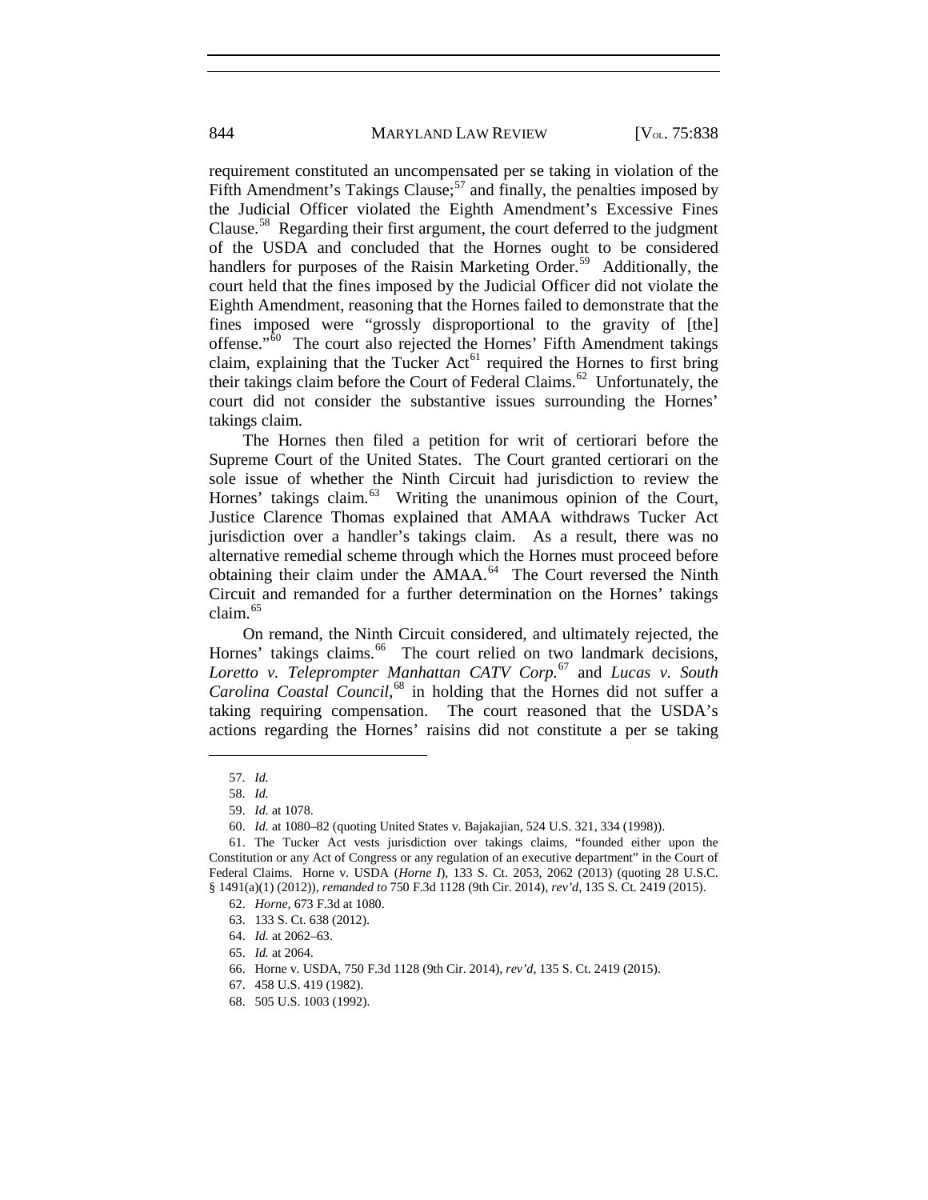requirement constituted an uncompensated per se taking in violation of the Fifth Amendment's Takings Clause;[57] and finally, the penalties imposed by the Judicial Officer violated the Eighth Amendment's Excessive Fines Clause.[58] Regarding their first argument, the court deferred to the judgment of the USDA and concluded that the Hornes ought to be considered handlers for purposes of the Raisin Marketing Order.[59] Additionally, the court held that the fines imposed by the Judicial Officer did not violate the Eighth Amendment, reasoning that the Hornes failed to demonstrate that the fines imposed were "grossly disproportional to the gravity of [the] offense."[60] The court also rejected the Hornes' Fifth Amendment takings claim, explaining that the Tucker Act[61] required the Hornes to first bring their takings claim before the Court of Federal Claims.[62] Unfortunately, the court did not consider the substantive issues surrounding the Hornes' takings claim.

The Hornes then filed a petition for writ of certiorari before the Supreme Court of the United States. The Court granted certiorari on the sole issue of whether the Ninth Circuit had jurisdiction to review the Hornes' takings claim.[63] Writing the unanimous opinion of the Court, Justice Clarence Thomas explained that AMAA withdraws Tucker Act jurisdiction over a handler's takings claim. As a result, there was no alternative remedial scheme through which the Hornes must proceed before obtaining their claim under the AMAA.[64] The Court reversed the Ninth Circuit and remanded for a further determination on the Hornes' takings claim.[65]

On remand, the Ninth Circuit considered, and ultimately rejected, the Hornes' takings claims.[66] The court relied on two landmark decisions, *Loretto v. Teleprompter Manhattan CATV Corp.*[67] and *Lucas v. South Carolina Coastal Council*,[68] in holding that the Hornes did not suffer a taking requiring compensation. The court reasoned that the USDA's actions regarding the Hornes' raisins did not constitute a per se taking

---

57. *Id.*

58. *Id.*

59. *Id.* at 1078.

60. *Id.* at 1080–82 (quoting United States v. Bajakajian, 524 U.S. 321, 334 (1998)).

61. The Tucker Act vests jurisdiction over takings claims, "founded either upon the Constitution or any Act of Congress or any regulation of an executive department" in the Court of Federal Claims. Horne v. USDA (*Horne I*), 133 S. Ct. 2053, 2062 (2013) (quoting 28 U.S.C. § 1491(a)(1) (2012)), *remanded to* 750 F.3d 1128 (9th Cir. 2014), *rev'd*, 135 S. Ct. 2419 (2015).

62. *Horne*, 673 F.3d at 1080.

63. 133 S. Ct. 638 (2012).

64. *Id.* at 2062–63.

65. *Id.* at 2064.

66. Horne v. USDA, 750 F.3d 1128 (9th Cir. 2014), *rev'd*, 135 S. Ct. 2419 (2015).

67. 458 U.S. 419 (1982).

68. 505 U.S. 1003 (1992).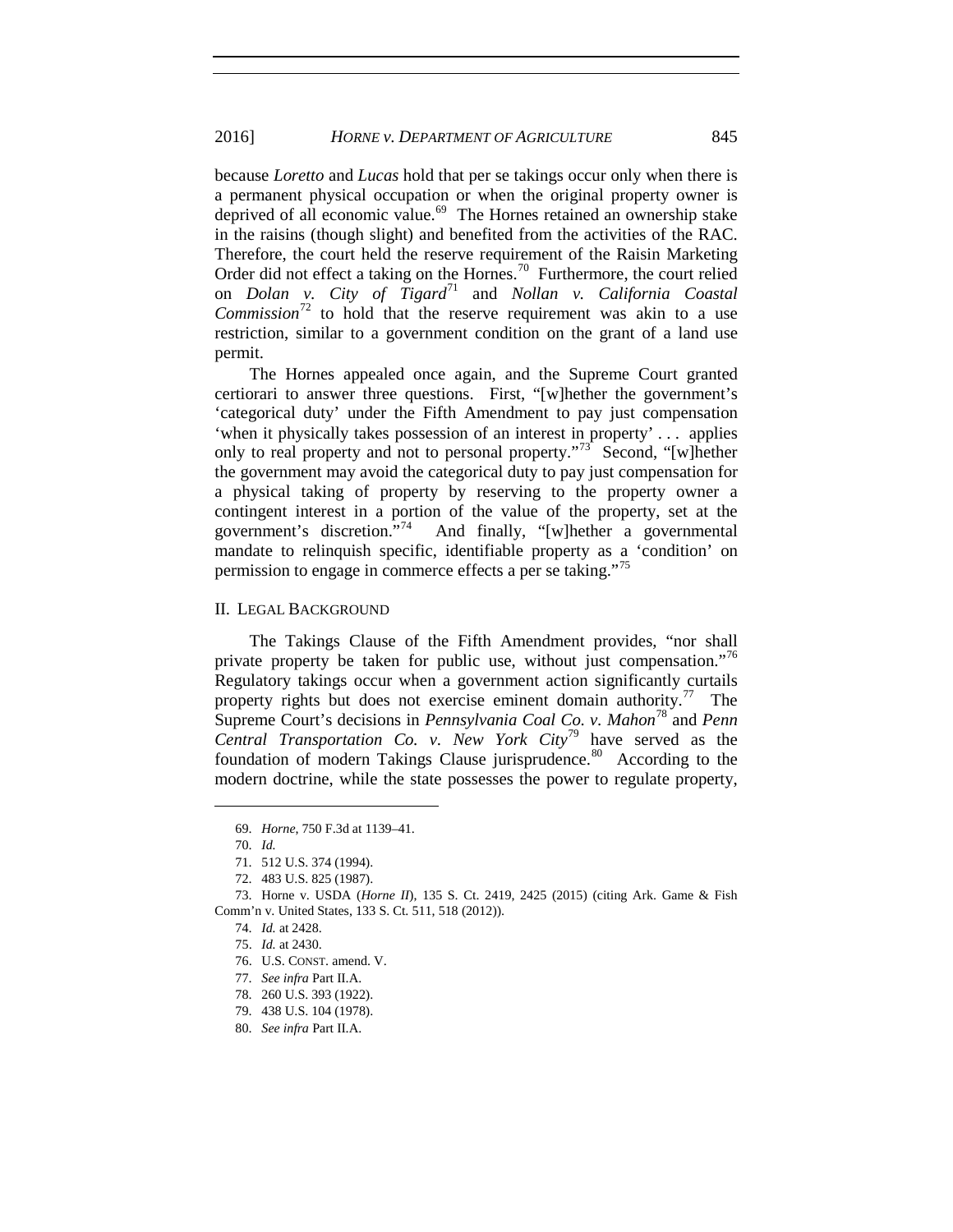because *Loretto* and *Lucas* hold that per se takings occur only when there is a permanent physical occupation or when the original property owner is deprived of all economic value.[69] The Hornes retained an ownership stake in the raisins (though slight) and benefited from the activities of the RAC. Therefore, the court held the reserve requirement of the Raisin Marketing Order did not effect a taking on the Hornes.[70] Furthermore, the court relied on *Dolan v. City of Tigard*[71] and *Nollan v. California Coastal Commission*[72] to hold that the reserve requirement was akin to a use restriction, similar to a government condition on the grant of a land use permit.

The Hornes appealed once again, and the Supreme Court granted certiorari to answer three questions. First, "[w]hether the government's 'categorical duty' under the Fifth Amendment to pay just compensation 'when it physically takes possession of an interest in property' . . . applies only to real property and not to personal property."[73] Second, "[w]hether the government may avoid the categorical duty to pay just compensation for a physical taking of property by reserving to the property owner a contingent interest in a portion of the value of the property, set at the government's discretion."[74] And finally, "[w]hether a governmental mandate to relinquish specific, identifiable property as a 'condition' on permission to engage in commerce effects a per se taking."[75]

## II. LEGAL BACKGROUND

The Takings Clause of the Fifth Amendment provides, "nor shall private property be taken for public use, without just compensation."[76] Regulatory takings occur when a government action significantly curtails property rights but does not exercise eminent domain authority.[77] The Supreme Court's decisions in *Pennsylvania Coal Co. v. Mahon*[78] and *Penn Central Transportation Co. v. New York City*[79] have served as the foundation of modern Takings Clause jurisprudence.[80] According to the modern doctrine, while the state possesses the power to regulate property,

---

69. *Horne*, 750 F.3d at 1139–41.

70. *Id.*

71. 512 U.S. 374 (1994).

72. 483 U.S. 825 (1987).

73. Horne v. USDA (*Horne II*), 135 S. Ct. 2419, 2425 (2015) (citing Ark. Game & Fish Comm'n v. United States, 133 S. Ct. 511, 518 (2012)).

74. *Id.* at 2428.

75. *Id.* at 2430.

76. U.S. CONST. amend. V.

77. *See infra* Part II.A.

78. 260 U.S. 393 (1922).

79. 438 U.S. 104 (1978).

80. *See infra* Part II.A.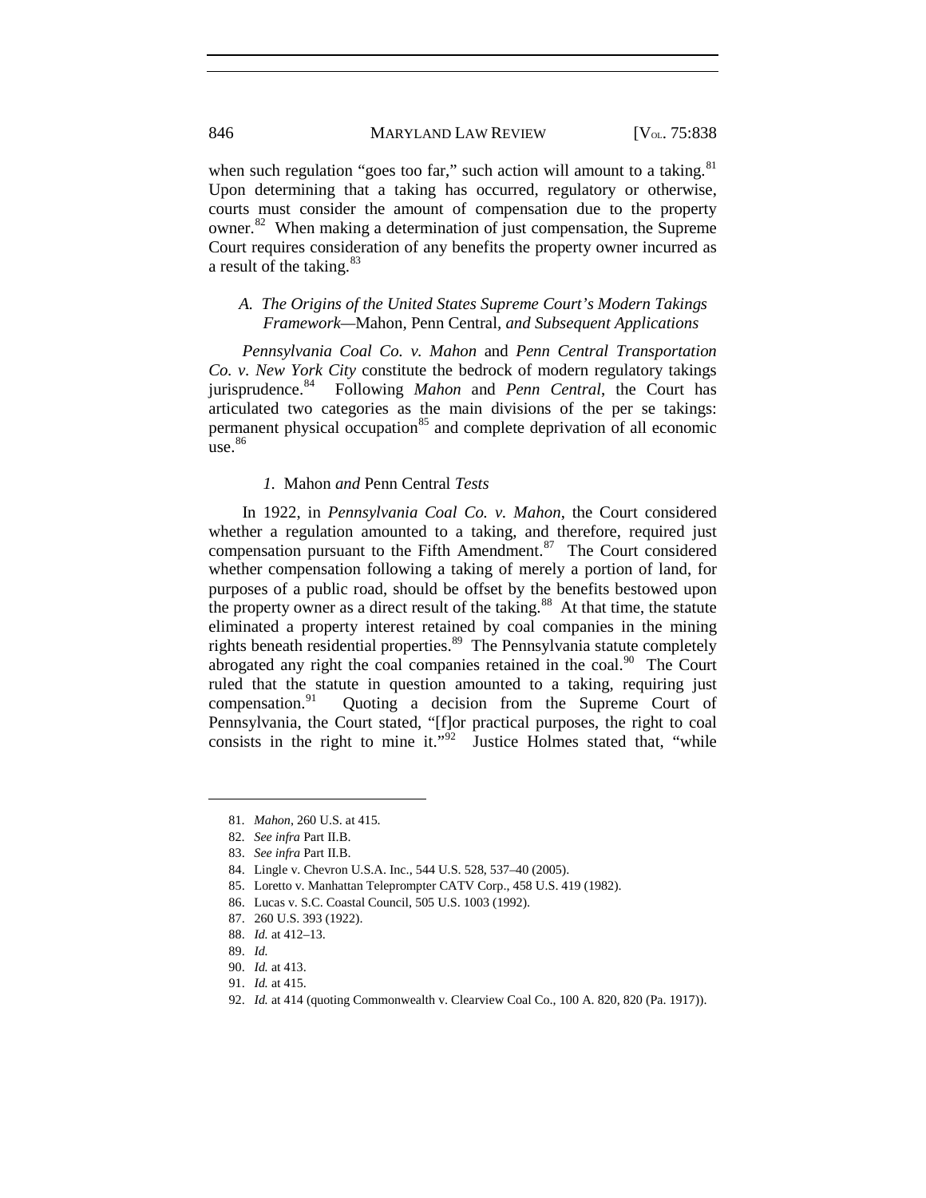when such regulation "goes too far," such action will amount to a taking.[81] Upon determining that a taking has occurred, regulatory or otherwise, courts must consider the amount of compensation due to the property owner.[82] When making a determination of just compensation, the Supreme Court requires consideration of any benefits the property owner incurred as a result of the taking.[83]

### *A. The Origins of the United States Supreme Court's Modern Takings Framework—*Mahon*, *Penn Central*, and Subsequent Applications*

*Pennsylvania Coal Co. v. Mahon* and *Penn Central Transportation Co. v. New York City* constitute the bedrock of modern regulatory takings jurisprudence.[84] Following *Mahon* and *Penn Central*, the Court has articulated two categories as the main divisions of the per se takings: permanent physical occupation[85] and complete deprivation of all economic use.[86]

#### *1.* Mahon *and* Penn Central *Tests*

In 1922, in *Pennsylvania Coal Co. v. Mahon*, the Court considered whether a regulation amounted to a taking, and therefore, required just compensation pursuant to the Fifth Amendment.[87] The Court considered whether compensation following a taking of merely a portion of land, for purposes of a public road, should be offset by the benefits bestowed upon the property owner as a direct result of the taking.[88] At that time, the statute eliminated a property interest retained by coal companies in the mining rights beneath residential properties.[89] The Pennsylvania statute completely abrogated any right the coal companies retained in the coal.[90] The Court ruled that the statute in question amounted to a taking, requiring just compensation.[91] Quoting a decision from the Supreme Court of Pennsylvania, the Court stated, "[f]or practical purposes, the right to coal consists in the right to mine it."[92] Justice Holmes stated that, "while

---

81. *Mahon*, 260 U.S. at 415.
82. *See infra* Part II.B.
83. *See infra* Part II.B.
84. Lingle v. Chevron U.S.A. Inc., 544 U.S. 528, 537–40 (2005).
85. Loretto v. Manhattan Teleprompter CATV Corp., 458 U.S. 419 (1982).
86. Lucas v. S.C. Coastal Council, 505 U.S. 1003 (1992).
87. 260 U.S. 393 (1922).
88. *Id.* at 412–13.
89. *Id.*
90. *Id.* at 413.
91. *Id.* at 415.
92. *Id.* at 414 (quoting Commonwealth v. Clearview Coal Co., 100 A. 820, 820 (Pa. 1917)).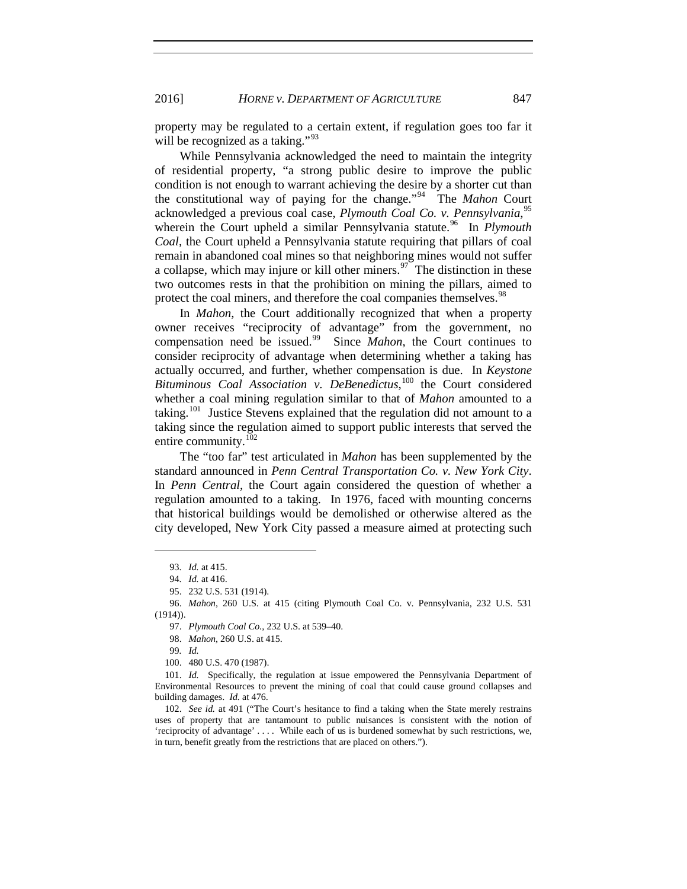property may be regulated to a certain extent, if regulation goes too far it will be recognized as a taking."[93]

While Pennsylvania acknowledged the need to maintain the integrity of residential property, "a strong public desire to improve the public condition is not enough to warrant achieving the desire by a shorter cut than the constitutional way of paying for the change."[94] The *Mahon* Court acknowledged a previous coal case, *Plymouth Coal Co. v. Pennsylvania*,[95] wherein the Court upheld a similar Pennsylvania statute.[96] In *Plymouth Coal*, the Court upheld a Pennsylvania statute requiring that pillars of coal remain in abandoned coal mines so that neighboring mines would not suffer a collapse, which may injure or kill other miners.[97] The distinction in these two outcomes rests in that the prohibition on mining the pillars, aimed to protect the coal miners, and therefore the coal companies themselves.[98]

In *Mahon*, the Court additionally recognized that when a property owner receives "reciprocity of advantage" from the government, no compensation need be issued.[99] Since *Mahon*, the Court continues to consider reciprocity of advantage when determining whether a taking has actually occurred, and further, whether compensation is due. In *Keystone Bituminous Coal Association v. DeBenedictus*,[100] the Court considered whether a coal mining regulation similar to that of *Mahon* amounted to a taking.[101] Justice Stevens explained that the regulation did not amount to a taking since the regulation aimed to support public interests that served the entire community.[102]

The "too far" test articulated in *Mahon* has been supplemented by the standard announced in *Penn Central Transportation Co. v. New York City*. In *Penn Central*, the Court again considered the question of whether a regulation amounted to a taking. In 1976, faced with mounting concerns that historical buildings would be demolished or otherwise altered as the city developed, New York City passed a measure aimed at protecting such

---

93. *Id.* at 415.

94. *Id.* at 416.

95. 232 U.S. 531 (1914).

96. *Mahon*, 260 U.S. at 415 (citing Plymouth Coal Co. v. Pennsylvania, 232 U.S. 531 (1914)).

97. *Plymouth Coal Co.*, 232 U.S. at 539–40.

98. *Mahon*, 260 U.S. at 415.

99. *Id.*

100. 480 U.S. 470 (1987).

101. *Id.* Specifically, the regulation at issue empowered the Pennsylvania Department of Environmental Resources to prevent the mining of coal that could cause ground collapses and building damages. *Id.* at 476.

102. *See id.* at 491 ("The Court's hesitance to find a taking when the State merely restrains uses of property that are tantamount to public nuisances is consistent with the notion of 'reciprocity of advantage' . . . . While each of us is burdened somewhat by such restrictions, we, in turn, benefit greatly from the restrictions that are placed on others.").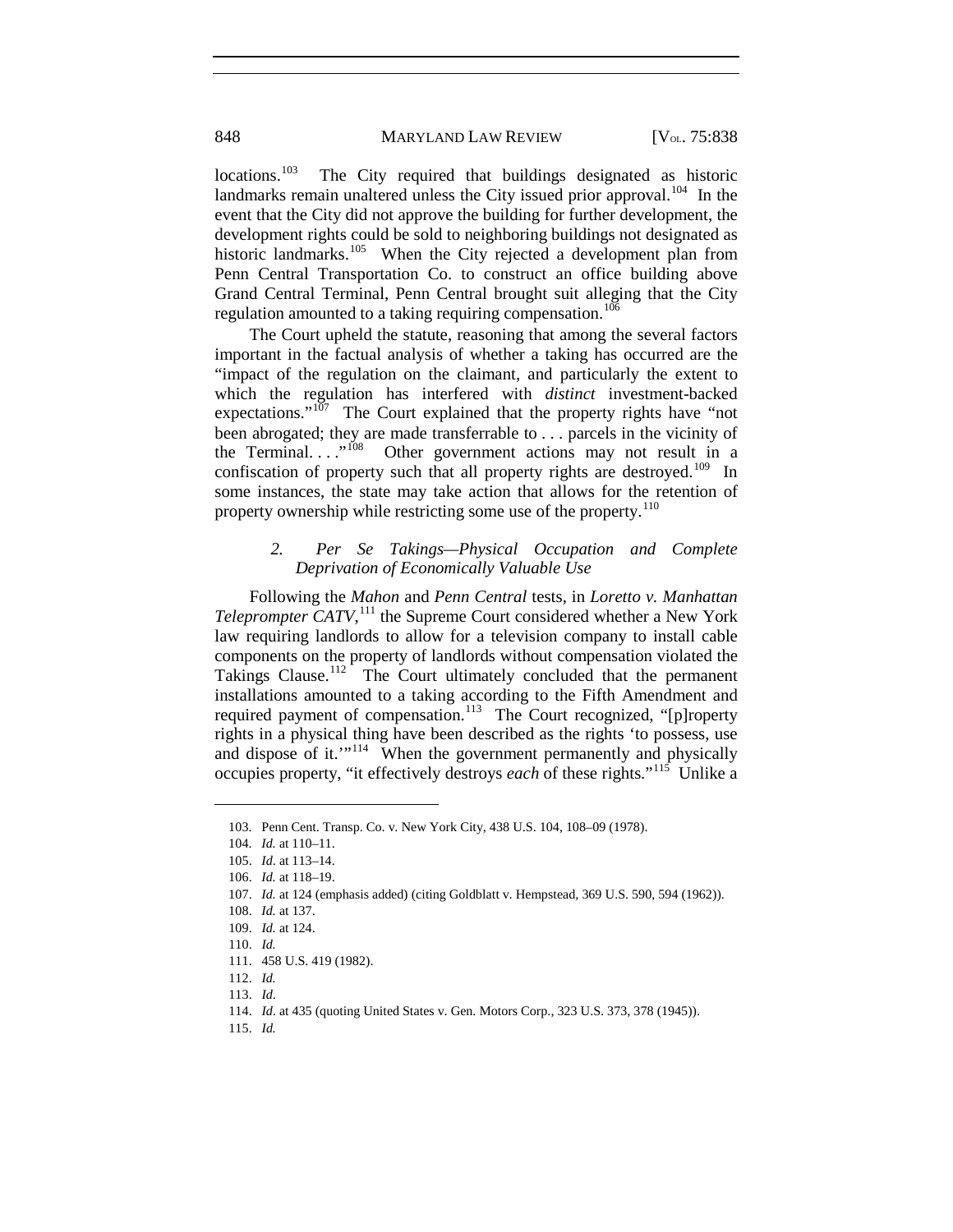locations.[103] The City required that buildings designated as historic landmarks remain unaltered unless the City issued prior approval.[104] In the event that the City did not approve the building for further development, the development rights could be sold to neighboring buildings not designated as historic landmarks.[105] When the City rejected a development plan from Penn Central Transportation Co. to construct an office building above Grand Central Terminal, Penn Central brought suit alleging that the City regulation amounted to a taking requiring compensation.[106]

The Court upheld the statute, reasoning that among the several factors important in the factual analysis of whether a taking has occurred are the "impact of the regulation on the claimant, and particularly the extent to which the regulation has interfered with *distinct* investment-backed expectations."[107] The Court explained that the property rights have "not been abrogated; they are made transferrable to . . . parcels in the vicinity of the Terminal. . . ."[108] Other government actions may not result in a confiscation of property such that all property rights are destroyed.[109] In some instances, the state may take action that allows for the retention of property ownership while restricting some use of the property.[110]

### *2. Per Se Takings—Physical Occupation and Complete Deprivation of Economically Valuable Use*

Following the *Mahon* and *Penn Central* tests, in *Loretto v. Manhattan Teleprompter CATV*,[111] the Supreme Court considered whether a New York law requiring landlords to allow for a television company to install cable components on the property of landlords without compensation violated the Takings Clause.[112] The Court ultimately concluded that the permanent installations amounted to a taking according to the Fifth Amendment and required payment of compensation.[113] The Court recognized, "[p]roperty rights in a physical thing have been described as the rights 'to possess, use and dispose of it.'"[114] When the government permanently and physically occupies property, "it effectively destroys *each* of these rights."[115] Unlike a

---

103. Penn Cent. Transp. Co. v. New York City, 438 U.S. 104, 108–09 (1978).

104. *Id.* at 110–11.

105. *Id*. at 113–14.

106. *Id.* at 118–19.

107. *Id.* at 124 (emphasis added) (citing Goldblatt v. Hempstead, 369 U.S. 590, 594 (1962)).

108. *Id.* at 137.

109. *Id.* at 124.

110. *Id.*

111. 458 U.S. 419 (1982).

112. *Id.*

113. *Id*.

114. *Id*. at 435 (quoting United States v. Gen. Motors Corp., 323 U.S. 373, 378 (1945)).

115. *Id.*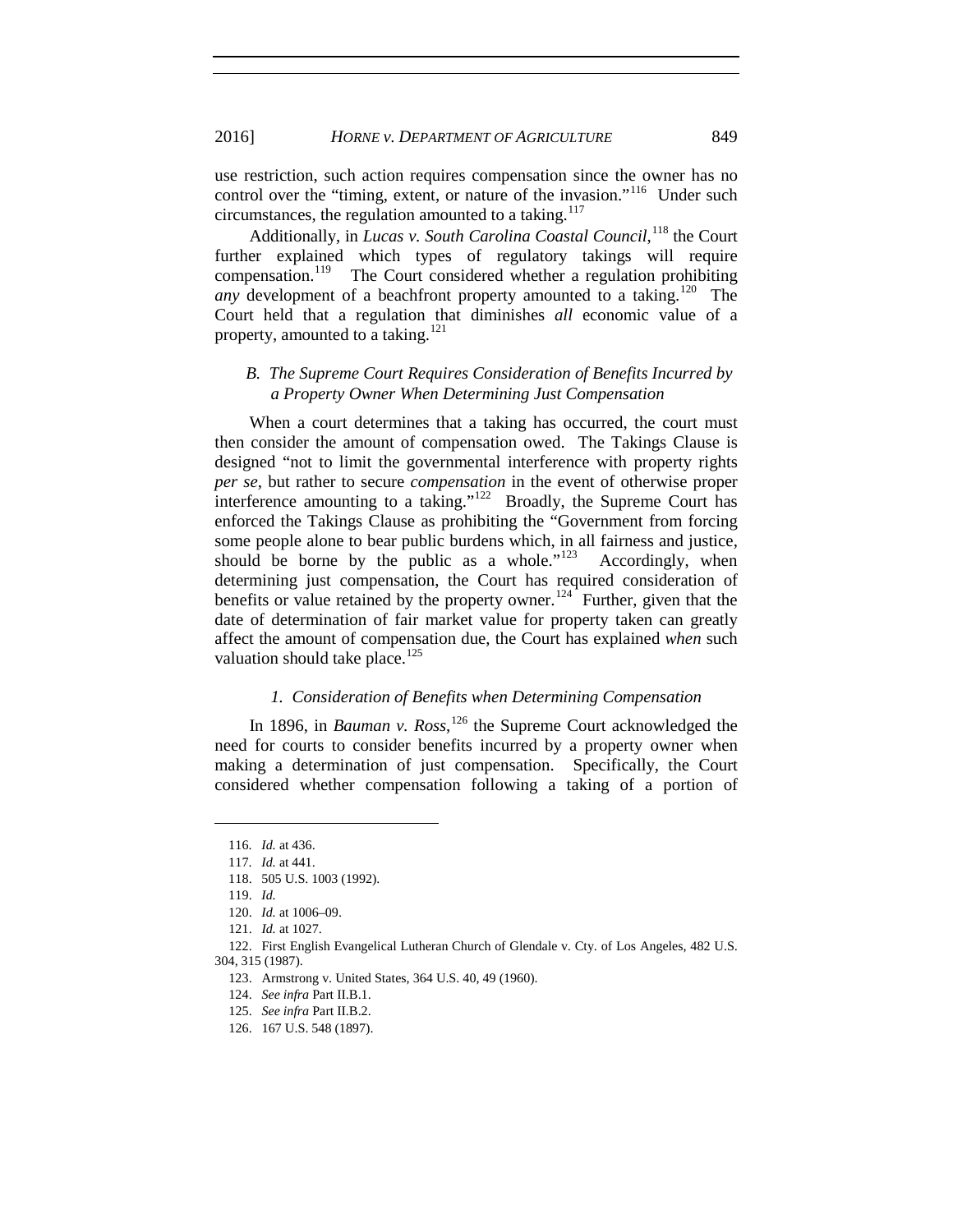use restriction, such action requires compensation since the owner has no control over the "timing, extent, or nature of the invasion."[116] Under such circumstances, the regulation amounted to a taking.[117]

Additionally, in *Lucas v. South Carolina Coastal Council*,[118] the Court further explained which types of regulatory takings will require compensation.[119] The Court considered whether a regulation prohibiting *any* development of a beachfront property amounted to a taking.[120] The Court held that a regulation that diminishes *all* economic value of a property, amounted to a taking.[121]

### *B. The Supreme Court Requires Consideration of Benefits Incurred by a Property Owner When Determining Just Compensation*

When a court determines that a taking has occurred, the court must then consider the amount of compensation owed. The Takings Clause is designed "not to limit the governmental interference with property rights *per se*, but rather to secure *compensation* in the event of otherwise proper interference amounting to a taking."[122] Broadly, the Supreme Court has enforced the Takings Clause as prohibiting the "Government from forcing some people alone to bear public burdens which, in all fairness and justice, should be borne by the public as a whole."[123] Accordingly, when determining just compensation, the Court has required consideration of benefits or value retained by the property owner.[124] Further, given that the date of determination of fair market value for property taken can greatly affect the amount of compensation due, the Court has explained *when* such valuation should take place.[125]

#### *1. Consideration of Benefits when Determining Compensation*

In 1896, in *Bauman v. Ross*,[126] the Supreme Court acknowledged the need for courts to consider benefits incurred by a property owner when making a determination of just compensation. Specifically, the Court considered whether compensation following a taking of a portion of

---

116. *Id.* at 436.

117. *Id.* at 441.

118. 505 U.S. 1003 (1992).

119. *Id.*

120. *Id.* at 1006–09.

121. *Id.* at 1027.

122. First English Evangelical Lutheran Church of Glendale v. Cty. of Los Angeles, 482 U.S. 304, 315 (1987).

123. Armstrong v. United States, 364 U.S. 40, 49 (1960).

124. *See infra* Part II.B.1.

125. *See infra* Part II.B.2.

126. 167 U.S. 548 (1897).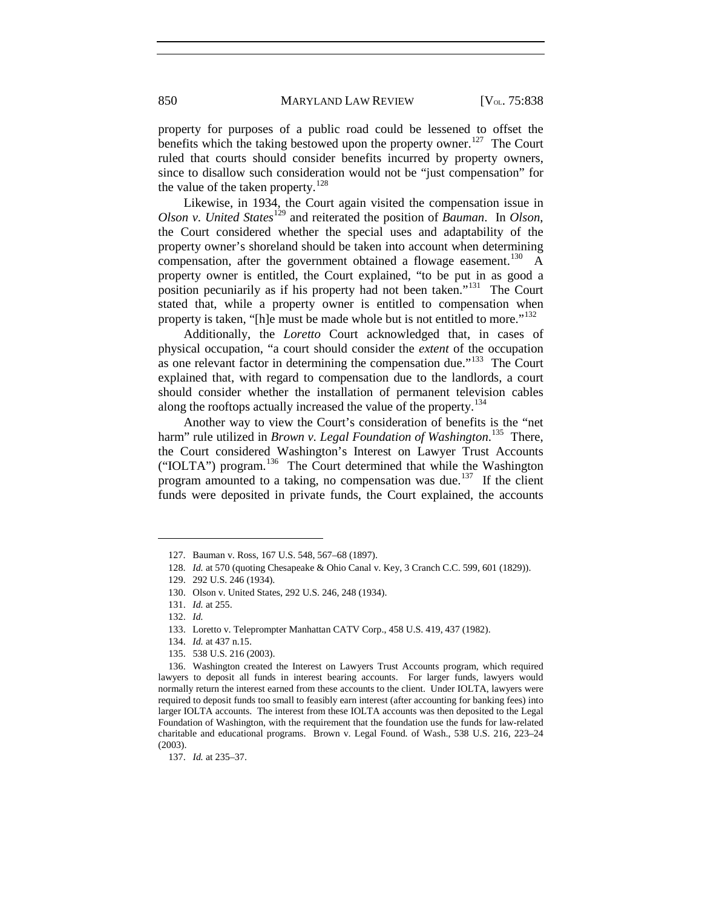property for purposes of a public road could be lessened to offset the benefits which the taking bestowed upon the property owner.[127] The Court ruled that courts should consider benefits incurred by property owners, since to disallow such consideration would not be "just compensation" for the value of the taken property.[128]

Likewise, in 1934, the Court again visited the compensation issue in *Olson v. United States*[129] and reiterated the position of *Bauman*. In *Olson*, the Court considered whether the special uses and adaptability of the property owner's shoreland should be taken into account when determining compensation, after the government obtained a flowage easement.[130] A property owner is entitled, the Court explained, "to be put in as good a position pecuniarily as if his property had not been taken."[131] The Court stated that, while a property owner is entitled to compensation when property is taken, "[h]e must be made whole but is not entitled to more."[132]

Additionally, the *Loretto* Court acknowledged that, in cases of physical occupation, "a court should consider the *extent* of the occupation as one relevant factor in determining the compensation due."[133] The Court explained that, with regard to compensation due to the landlords, a court should consider whether the installation of permanent television cables along the rooftops actually increased the value of the property.[134]

Another way to view the Court's consideration of benefits is the "net harm" rule utilized in *Brown v. Legal Foundation of Washington*.[135] There, the Court considered Washington's Interest on Lawyer Trust Accounts ("IOLTA") program.[136] The Court determined that while the Washington program amounted to a taking, no compensation was due.[137] If the client funds were deposited in private funds, the Court explained, the accounts

---

127. Bauman v. Ross, 167 U.S. 548, 567–68 (1897).

128. *Id.* at 570 (quoting Chesapeake & Ohio Canal v. Key, 3 Cranch C.C. 599, 601 (1829)).

129. 292 U.S. 246 (1934).

130. Olson v. United States, 292 U.S. 246, 248 (1934).

131. *Id.* at 255.

132. *Id.*

133. Loretto v. Teleprompter Manhattan CATV Corp., 458 U.S. 419, 437 (1982).

134. *Id.* at 437 n.15.

135. 538 U.S. 216 (2003).

136. Washington created the Interest on Lawyers Trust Accounts program, which required lawyers to deposit all funds in interest bearing accounts. For larger funds, lawyers would normally return the interest earned from these accounts to the client. Under IOLTA, lawyers were required to deposit funds too small to feasibly earn interest (after accounting for banking fees) into larger IOLTA accounts. The interest from these IOLTA accounts was then deposited to the Legal Foundation of Washington, with the requirement that the foundation use the funds for law-related charitable and educational programs. Brown v. Legal Found. of Wash., 538 U.S. 216, 223–24 (2003).

137. *Id.* at 235–37.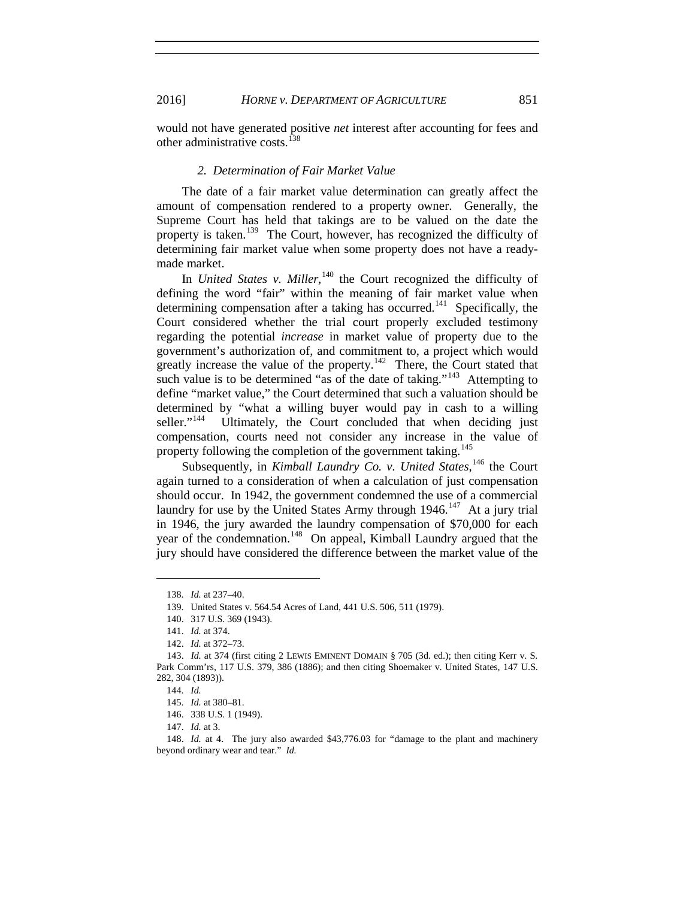would not have generated positive *net* interest after accounting for fees and other administrative costs.[138]

### 2. *Determination of Fair Market Value*

The date of a fair market value determination can greatly affect the amount of compensation rendered to a property owner. Generally, the Supreme Court has held that takings are to be valued on the date the property is taken.[139] The Court, however, has recognized the difficulty of determining fair market value when some property does not have a ready-made market.

In *United States v. Miller*,[140] the Court recognized the difficulty of defining the word "fair" within the meaning of fair market value when determining compensation after a taking has occurred.[141] Specifically, the Court considered whether the trial court properly excluded testimony regarding the potential *increase* in market value of property due to the government's authorization of, and commitment to, a project which would greatly increase the value of the property.[142] There, the Court stated that such value is to be determined "as of the date of taking."[143] Attempting to define "market value," the Court determined that such a valuation should be determined by "what a willing buyer would pay in cash to a willing seller."[144] Ultimately, the Court concluded that when deciding just compensation, courts need not consider any increase in the value of property following the completion of the government taking.[145]

Subsequently, in *Kimball Laundry Co. v. United States*,[146] the Court again turned to a consideration of when a calculation of just compensation should occur. In 1942, the government condemned the use of a commercial laundry for use by the United States Army through 1946.[147] At a jury trial in 1946, the jury awarded the laundry compensation of $70,000 for each year of the condemnation.[148] On appeal, Kimball Laundry argued that the jury should have considered the difference between the market value of the

---

138. *Id.* at 237–40.

139. United States v. 564.54 Acres of Land, 441 U.S. 506, 511 (1979).

140. 317 U.S. 369 (1943).

141. *Id.* at 374.

142. *Id.* at 372–73.

143. *Id.* at 374 (first citing 2 LEWIS EMINENT DOMAIN § 705 (3d. ed.); then citing Kerr v. S. Park Comm'rs, 117 U.S. 379, 386 (1886); and then citing Shoemaker v. United States, 147 U.S. 282, 304 (1893)).

144. *Id.*

145. *Id.* at 380–81.

146. 338 U.S. 1 (1949).

147. *Id.* at 3.

148. *Id.* at 4. The jury also awarded $43,776.03 for "damage to the plant and machinery beyond ordinary wear and tear." *Id.*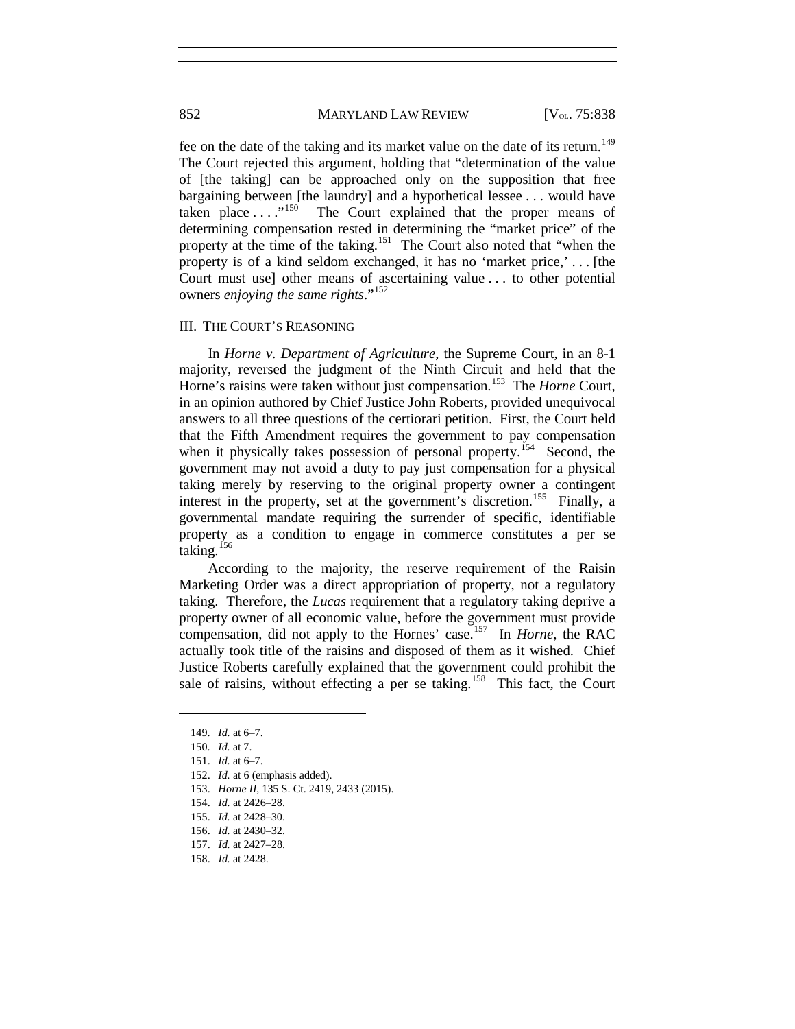fee on the date of the taking and its market value on the date of its return.[149] The Court rejected this argument, holding that "determination of the value of [the taking] can be approached only on the supposition that free bargaining between [the laundry] and a hypothetical lessee . . . would have taken place . . . ."[150] The Court explained that the proper means of determining compensation rested in determining the "market price" of the property at the time of the taking.[151] The Court also noted that "when the property is of a kind seldom exchanged, it has no 'market price,' . . . [the Court must use] other means of ascertaining value . . . to other potential owners *enjoying the same rights*."[152]

## III. THE COURT'S REASONING

In *Horne v. Department of Agriculture*, the Supreme Court, in an 8-1 majority, reversed the judgment of the Ninth Circuit and held that the Horne's raisins were taken without just compensation.[153] The *Horne* Court, in an opinion authored by Chief Justice John Roberts, provided unequivocal answers to all three questions of the certiorari petition. First, the Court held that the Fifth Amendment requires the government to pay compensation when it physically takes possession of personal property.[154] Second, the government may not avoid a duty to pay just compensation for a physical taking merely by reserving to the original property owner a contingent interest in the property, set at the government's discretion.[155] Finally, a governmental mandate requiring the surrender of specific, identifiable property as a condition to engage in commerce constitutes a per se taking.[156]

According to the majority, the reserve requirement of the Raisin Marketing Order was a direct appropriation of property, not a regulatory taking. Therefore, the *Lucas* requirement that a regulatory taking deprive a property owner of all economic value, before the government must provide compensation, did not apply to the Hornes' case.[157] In *Horne*, the RAC actually took title of the raisins and disposed of them as it wished. Chief Justice Roberts carefully explained that the government could prohibit the sale of raisins, without effecting a per se taking.[158] This fact, the Court

---

149. *Id.* at 6–7.
150. *Id.* at 7.
151. *Id.* at 6–7.
152. *Id.* at 6 (emphasis added).
153. *Horne II*, 135 S. Ct. 2419, 2433 (2015).
154. *Id.* at 2426–28.
155. *Id.* at 2428–30.
156. *Id.* at 2430–32.
157. *Id.* at 2427–28.
158. *Id.* at 2428.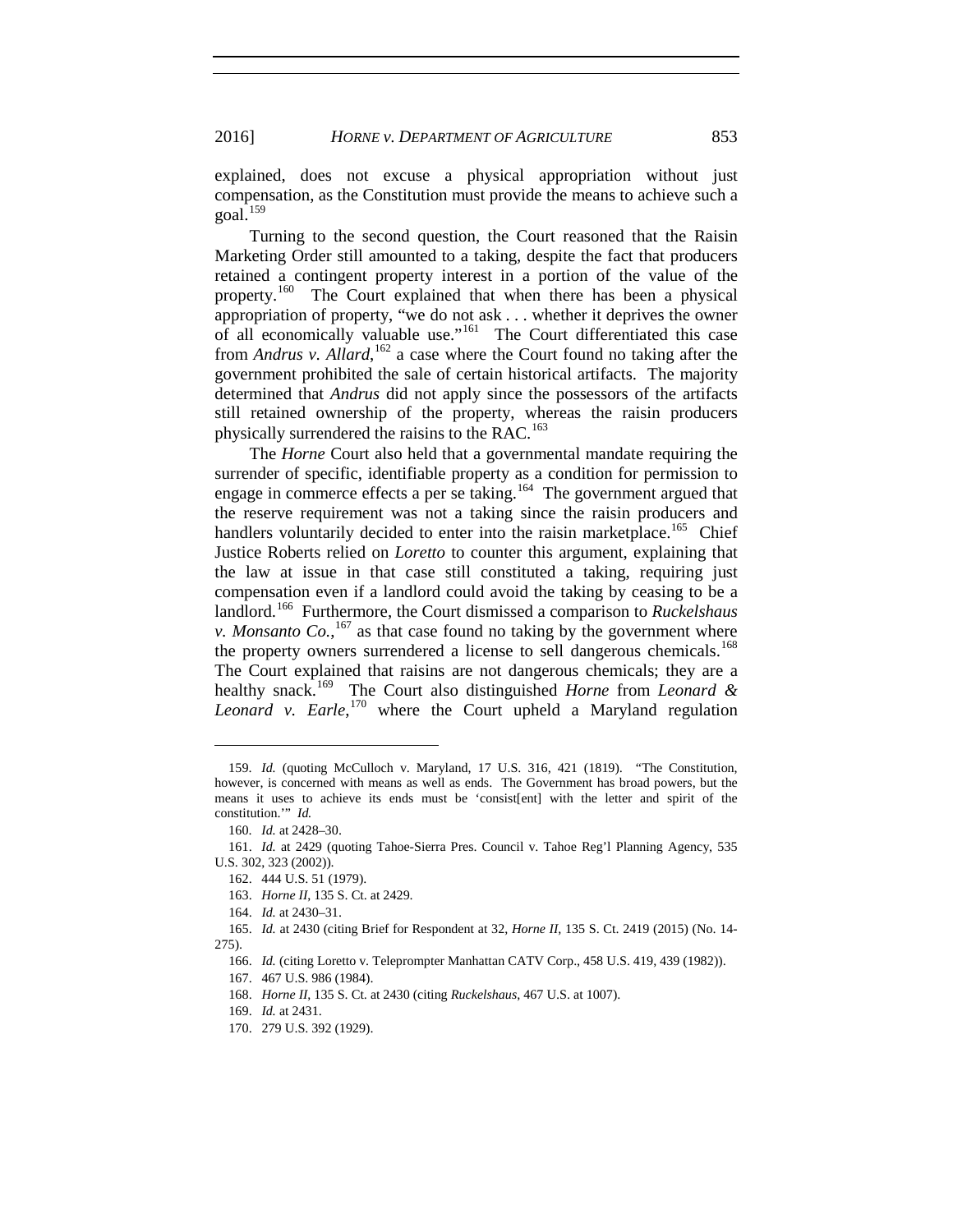explained, does not excuse a physical appropriation without just compensation, as the Constitution must provide the means to achieve such a goal.[159]

Turning to the second question, the Court reasoned that the Raisin Marketing Order still amounted to a taking, despite the fact that producers retained a contingent property interest in a portion of the value of the property.[160] The Court explained that when there has been a physical appropriation of property, "we do not ask . . . whether it deprives the owner of all economically valuable use."[161] The Court differentiated this case from *Andrus v. Allard*,[162] a case where the Court found no taking after the government prohibited the sale of certain historical artifacts. The majority determined that *Andrus* did not apply since the possessors of the artifacts still retained ownership of the property, whereas the raisin producers physically surrendered the raisins to the RAC.[163]

The *Horne* Court also held that a governmental mandate requiring the surrender of specific, identifiable property as a condition for permission to engage in commerce effects a per se taking.[164] The government argued that the reserve requirement was not a taking since the raisin producers and handlers voluntarily decided to enter into the raisin marketplace.[165] Chief Justice Roberts relied on *Loretto* to counter this argument, explaining that the law at issue in that case still constituted a taking, requiring just compensation even if a landlord could avoid the taking by ceasing to be a landlord.[166] Furthermore, the Court dismissed a comparison to *Ruckelshaus v. Monsanto Co.*,[167] as that case found no taking by the government where the property owners surrendered a license to sell dangerous chemicals.[168] The Court explained that raisins are not dangerous chemicals; they are a healthy snack.[169] The Court also distinguished *Horne* from *Leonard & Leonard v. Earle*,[170] where the Court upheld a Maryland regulation

---

159. *Id.* (quoting McCulloch v. Maryland, 17 U.S. 316, 421 (1819). "The Constitution, however, is concerned with means as well as ends. The Government has broad powers, but the means it uses to achieve its ends must be 'consist[ent] with the letter and spirit of the constitution.'" *Id.*

160. *Id.* at 2428–30.

161. *Id.* at 2429 (quoting Tahoe-Sierra Pres. Council v. Tahoe Reg'l Planning Agency, 535 U.S. 302, 323 (2002)).

162. 444 U.S. 51 (1979).

163. *Horne II*, 135 S. Ct. at 2429.

164. *Id.* at 2430–31.

165. *Id.* at 2430 (citing Brief for Respondent at 32, *Horne II*, 135 S. Ct. 2419 (2015) (No. 14-275).

166. *Id.* (citing Loretto v. Teleprompter Manhattan CATV Corp., 458 U.S. 419, 439 (1982)).

167. 467 U.S. 986 (1984).

168. *Horne II*, 135 S. Ct. at 2430 (citing *Ruckelshaus*, 467 U.S. at 1007).

169. *Id.* at 2431.

170. 279 U.S. 392 (1929).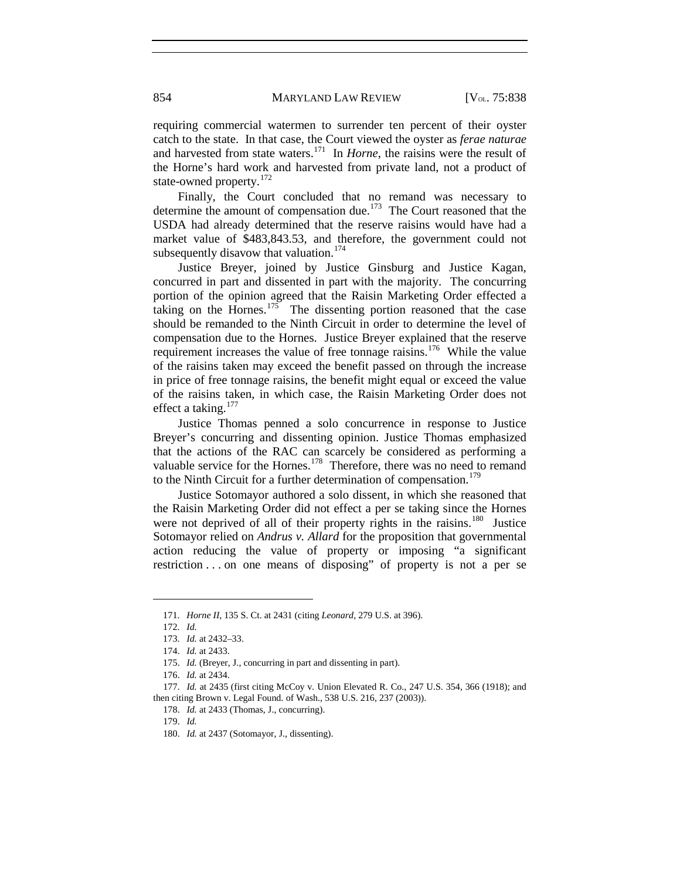requiring commercial watermen to surrender ten percent of their oyster catch to the state. In that case, the Court viewed the oyster as *ferae naturae* and harvested from state waters.[171] In *Horne*, the raisins were the result of the Horne's hard work and harvested from private land, not a product of state-owned property.[172]

Finally, the Court concluded that no remand was necessary to determine the amount of compensation due.[173] The Court reasoned that the USDA had already determined that the reserve raisins would have had a market value of $483,843.53, and therefore, the government could not subsequently disavow that valuation.[174]

Justice Breyer, joined by Justice Ginsburg and Justice Kagan, concurred in part and dissented in part with the majority. The concurring portion of the opinion agreed that the Raisin Marketing Order effected a taking on the Hornes.[175] The dissenting portion reasoned that the case should be remanded to the Ninth Circuit in order to determine the level of compensation due to the Hornes. Justice Breyer explained that the reserve requirement increases the value of free tonnage raisins.[176] While the value of the raisins taken may exceed the benefit passed on through the increase in price of free tonnage raisins, the benefit might equal or exceed the value of the raisins taken, in which case, the Raisin Marketing Order does not effect a taking.[177]

Justice Thomas penned a solo concurrence in response to Justice Breyer's concurring and dissenting opinion. Justice Thomas emphasized that the actions of the RAC can scarcely be considered as performing a valuable service for the Hornes.[178] Therefore, there was no need to remand to the Ninth Circuit for a further determination of compensation.[179]

Justice Sotomayor authored a solo dissent, in which she reasoned that the Raisin Marketing Order did not effect a per se taking since the Hornes were not deprived of all of their property rights in the raisins.[180] Justice Sotomayor relied on *Andrus v. Allard* for the proposition that governmental action reducing the value of property or imposing "a significant restriction . . . on one means of disposing" of property is not a per se

---

171. *Horne II*, 135 S. Ct. at 2431 (citing *Leonard*, 279 U.S. at 396).

172. *Id.*

173. *Id.* at 2432–33.

174. *Id.* at 2433.

175. *Id.* (Breyer, J., concurring in part and dissenting in part).

176. *Id.* at 2434.

177. *Id.* at 2435 (first citing McCoy v. Union Elevated R. Co., 247 U.S. 354, 366 (1918); and then citing Brown v. Legal Found. of Wash., 538 U.S. 216, 237 (2003)).

178. *Id.* at 2433 (Thomas, J., concurring).

179. *Id.*

180. *Id.* at 2437 (Sotomayor, J., dissenting).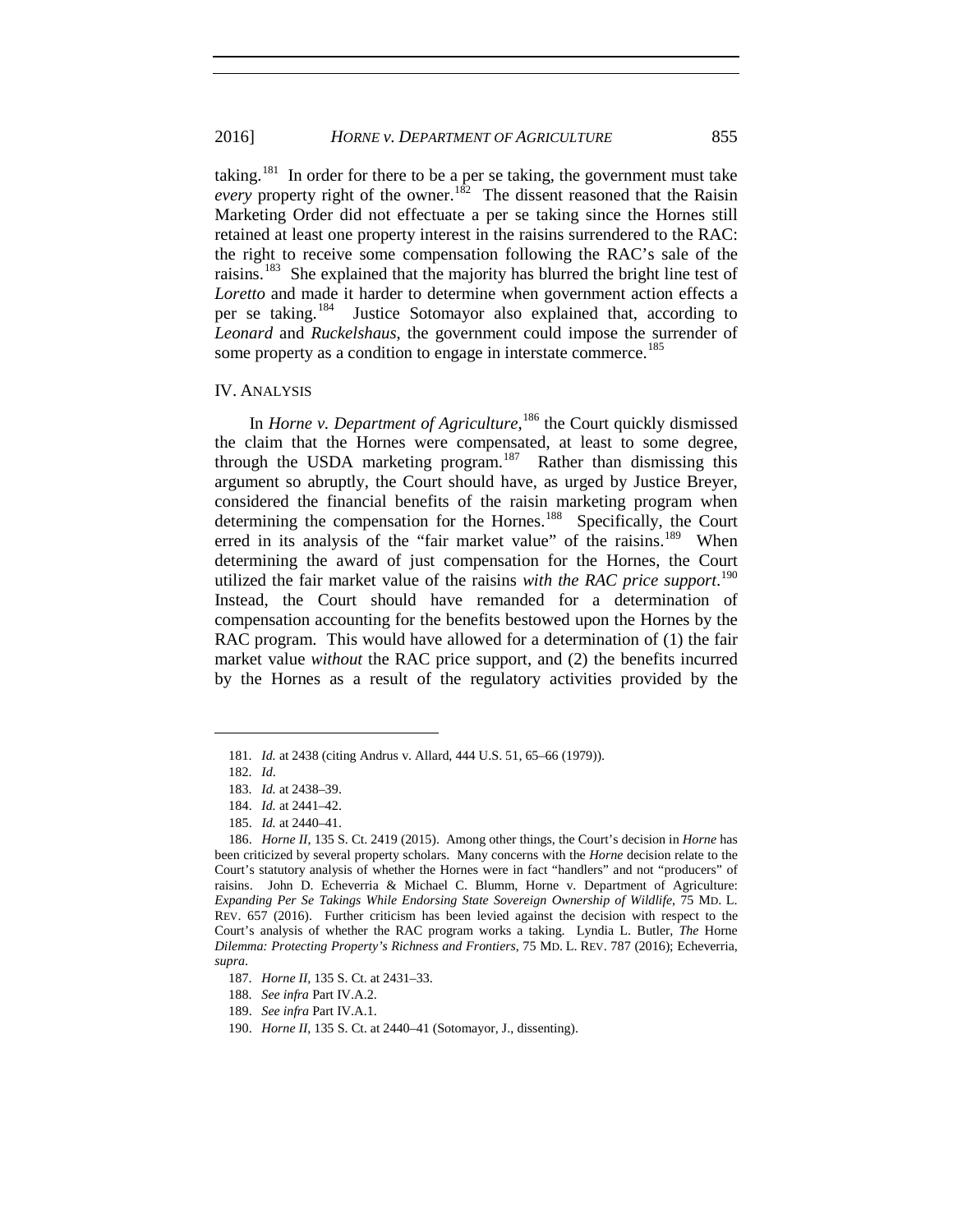taking.[181] In order for there to be a per se taking, the government must take *every* property right of the owner.[182] The dissent reasoned that the Raisin Marketing Order did not effectuate a per se taking since the Hornes still retained at least one property interest in the raisins surrendered to the RAC: the right to receive some compensation following the RAC's sale of the raisins.[183] She explained that the majority has blurred the bright line test of *Loretto* and made it harder to determine when government action effects a per se taking.[184] Justice Sotomayor also explained that, according to *Leonard* and *Ruckelshaus*, the government could impose the surrender of some property as a condition to engage in interstate commerce.[185]

## IV. ANALYSIS

In *Horne v. Department of Agriculture*,[186] the Court quickly dismissed the claim that the Hornes were compensated, at least to some degree, through the USDA marketing program.[187] Rather than dismissing this argument so abruptly, the Court should have, as urged by Justice Breyer, considered the financial benefits of the raisin marketing program when determining the compensation for the Hornes.[188] Specifically, the Court erred in its analysis of the "fair market value" of the raisins.[189] When determining the award of just compensation for the Hornes, the Court utilized the fair market value of the raisins *with the RAC price support*.[190] Instead, the Court should have remanded for a determination of compensation accounting for the benefits bestowed upon the Hornes by the RAC program. This would have allowed for a determination of (1) the fair market value *without* the RAC price support, and (2) the benefits incurred by the Hornes as a result of the regulatory activities provided by the

---

181. *Id.* at 2438 (citing Andrus v. Allard, 444 U.S. 51, 65–66 (1979)).

182. *Id.*

183. *Id.* at 2438–39.

184. *Id.* at 2441–42.

185. *Id.* at 2440–41.

186. *Horne II*, 135 S. Ct. 2419 (2015). Among other things, the Court's decision in *Horne* has been criticized by several property scholars. Many concerns with the *Horne* decision relate to the Court's statutory analysis of whether the Hornes were in fact "handlers" and not "producers" of raisins. John D. Echeverria & Michael C. Blumm, Horne v. Department of Agriculture: *Expanding Per Se Takings While Endorsing State Sovereign Ownership of Wildlife*, 75 MD. L. REV. 657 (2016). Further criticism has been levied against the decision with respect to the Court's analysis of whether the RAC program works a taking. Lyndia L. Butler, *The* Horne *Dilemma: Protecting Property's Richness and Frontiers*, 75 MD. L. REV. 787 (2016); Echeverria, *supra*.

187. *Horne II*, 135 S. Ct. at 2431–33.

188. *See infra* Part IV.A.2.

189. *See infra* Part IV.A.1.

190. *Horne II*, 135 S. Ct. at 2440–41 (Sotomayor, J., dissenting).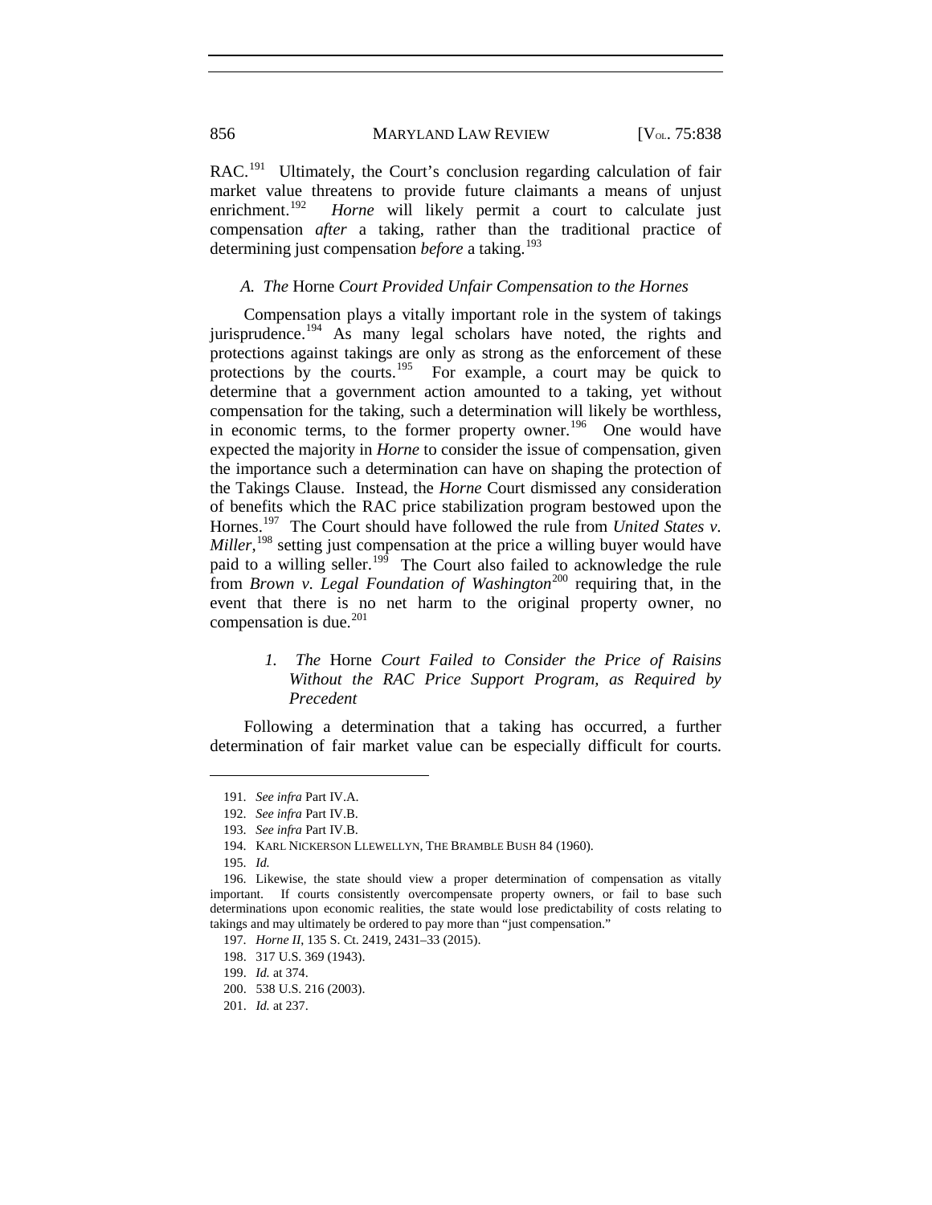RAC.[191] Ultimately, the Court's conclusion regarding calculation of fair market value threatens to provide future claimants a means of unjust enrichment.[192] *Horne* will likely permit a court to calculate just compensation *after* a taking, rather than the traditional practice of determining just compensation *before* a taking.[193]

### *A. The* Horne *Court Provided Unfair Compensation to the Hornes*

Compensation plays a vitally important role in the system of takings jurisprudence.[194] As many legal scholars have noted, the rights and protections against takings are only as strong as the enforcement of these protections by the courts.[195] For example, a court may be quick to determine that a government action amounted to a taking, yet without compensation for the taking, such a determination will likely be worthless, in economic terms, to the former property owner.[196] One would have expected the majority in *Horne* to consider the issue of compensation, given the importance such a determination can have on shaping the protection of the Takings Clause. Instead, the *Horne* Court dismissed any consideration of benefits which the RAC price stabilization program bestowed upon the Hornes.[197] The Court should have followed the rule from *United States v. Miller*,[198] setting just compensation at the price a willing buyer would have paid to a willing seller.[199] The Court also failed to acknowledge the rule from *Brown v. Legal Foundation of Washington*[200] requiring that, in the event that there is no net harm to the original property owner, no compensation is due.[201]

#### *1. The* Horne *Court Failed to Consider the Price of Raisins Without the RAC Price Support Program, as Required by Precedent*

Following a determination that a taking has occurred, a further determination of fair market value can be especially difficult for courts.

---

191. *See infra* Part IV.A.

192. *See infra* Part IV.B.

193. *See infra* Part IV.B.

194. KARL NICKERSON LLEWELLYN, THE BRAMBLE BUSH 84 (1960).

195. *Id.*

196. Likewise, the state should view a proper determination of compensation as vitally important. If courts consistently overcompensate property owners, or fail to base such determinations upon economic realities, the state would lose predictability of costs relating to takings and may ultimately be ordered to pay more than "just compensation."

197. *Horne II*, 135 S. Ct. 2419, 2431–33 (2015).

198. 317 U.S. 369 (1943).

199. *Id.* at 374.

200. 538 U.S. 216 (2003).

201. *Id.* at 237.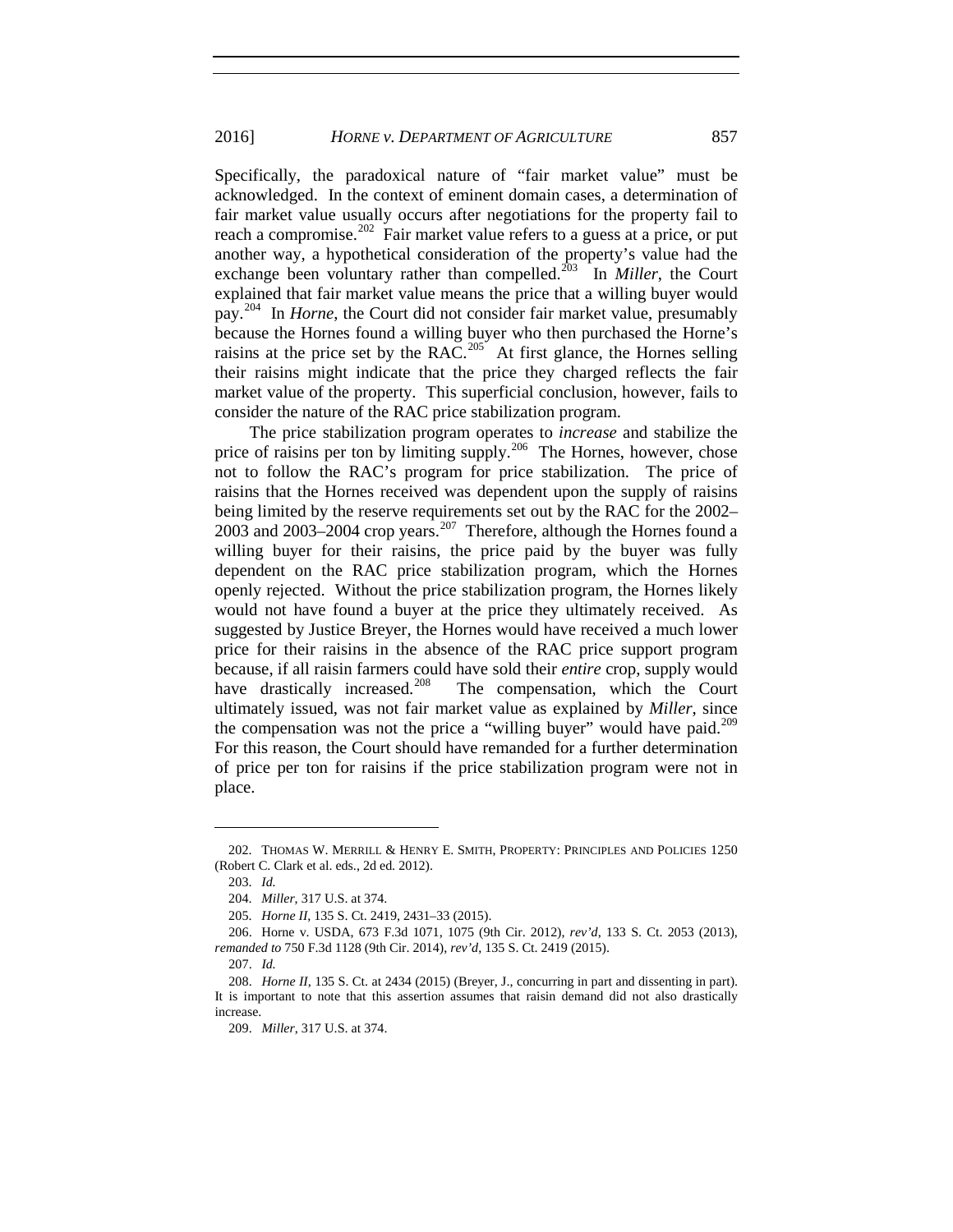Specifically, the paradoxical nature of "fair market value" must be acknowledged. In the context of eminent domain cases, a determination of fair market value usually occurs after negotiations for the property fail to reach a compromise.[202] Fair market value refers to a guess at a price, or put another way, a hypothetical consideration of the property's value had the exchange been voluntary rather than compelled.[203] In *Miller*, the Court explained that fair market value means the price that a willing buyer would pay.[204] In *Horne*, the Court did not consider fair market value, presumably because the Hornes found a willing buyer who then purchased the Horne's raisins at the price set by the RAC.[205] At first glance, the Hornes selling their raisins might indicate that the price they charged reflects the fair market value of the property. This superficial conclusion, however, fails to consider the nature of the RAC price stabilization program.

The price stabilization program operates to *increase* and stabilize the price of raisins per ton by limiting supply.[206] The Hornes, however, chose not to follow the RAC's program for price stabilization. The price of raisins that the Hornes received was dependent upon the supply of raisins being limited by the reserve requirements set out by the RAC for the 2002–2003 and 2003–2004 crop years.[207] Therefore, although the Hornes found a willing buyer for their raisins, the price paid by the buyer was fully dependent on the RAC price stabilization program, which the Hornes openly rejected. Without the price stabilization program, the Hornes likely would not have found a buyer at the price they ultimately received. As suggested by Justice Breyer, the Hornes would have received a much lower price for their raisins in the absence of the RAC price support program because, if all raisin farmers could have sold their *entire* crop, supply would have drastically increased.[208] The compensation, which the Court ultimately issued, was not fair market value as explained by *Miller*, since the compensation was not the price a "willing buyer" would have paid.[209] For this reason, the Court should have remanded for a further determination of price per ton for raisins if the price stabilization program were not in place.

---

202. THOMAS W. MERRILL & HENRY E. SMITH, PROPERTY: PRINCIPLES AND POLICIES 1250 (Robert C. Clark et al. eds., 2d ed. 2012).

203. *Id.*

204. *Miller*, 317 U.S. at 374.

205. *Horne II*, 135 S. Ct. 2419, 2431–33 (2015).

206. Horne v. USDA, 673 F.3d 1071, 1075 (9th Cir. 2012), *rev'd*, 133 S. Ct. 2053 (2013), *remanded to* 750 F.3d 1128 (9th Cir. 2014), *rev'd*, 135 S. Ct. 2419 (2015).

207. *Id.*

208. *Horne II*, 135 S. Ct. at 2434 (2015) (Breyer, J., concurring in part and dissenting in part). It is important to note that this assertion assumes that raisin demand did not also drastically increase.

209. *Miller*, 317 U.S. at 374.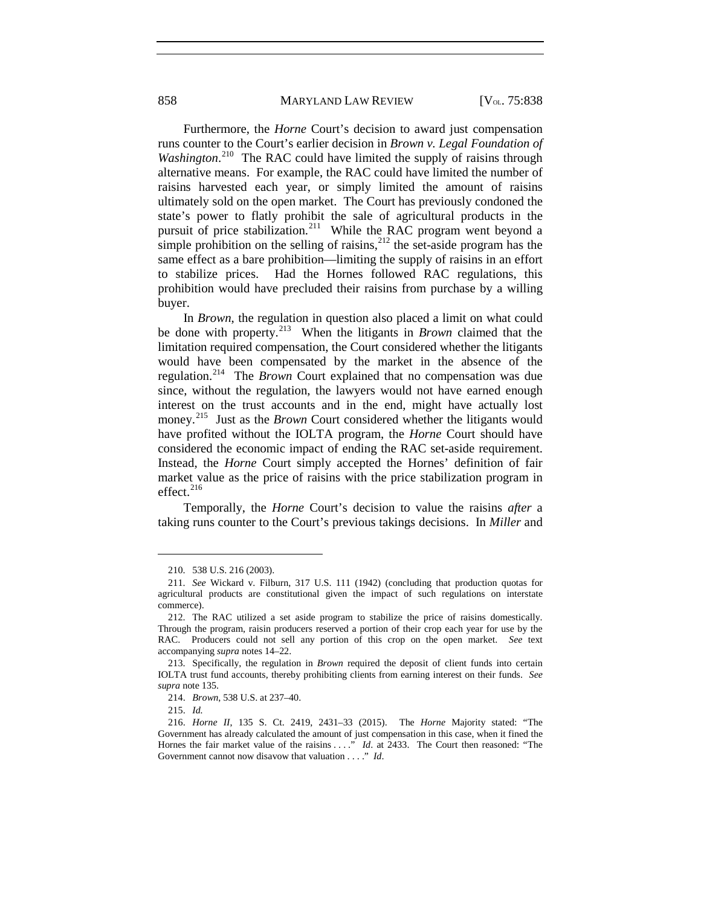Furthermore, the *Horne* Court's decision to award just compensation runs counter to the Court's earlier decision in *Brown v. Legal Foundation of Washington*.[210] The RAC could have limited the supply of raisins through alternative means. For example, the RAC could have limited the number of raisins harvested each year, or simply limited the amount of raisins ultimately sold on the open market. The Court has previously condoned the state's power to flatly prohibit the sale of agricultural products in the pursuit of price stabilization.[211] While the RAC program went beyond a simple prohibition on the selling of raisins,[212] the set-aside program has the same effect as a bare prohibition—limiting the supply of raisins in an effort to stabilize prices. Had the Hornes followed RAC regulations, this prohibition would have precluded their raisins from purchase by a willing buyer.

In *Brown*, the regulation in question also placed a limit on what could be done with property.[213] When the litigants in *Brown* claimed that the limitation required compensation, the Court considered whether the litigants would have been compensated by the market in the absence of the regulation.[214] The *Brown* Court explained that no compensation was due since, without the regulation, the lawyers would not have earned enough interest on the trust accounts and in the end, might have actually lost money.[215] Just as the *Brown* Court considered whether the litigants would have profited without the IOLTA program, the *Horne* Court should have considered the economic impact of ending the RAC set-aside requirement. Instead, the *Horne* Court simply accepted the Hornes' definition of fair market value as the price of raisins with the price stabilization program in effect.[216]

Temporally, the *Horne* Court's decision to value the raisins *after* a taking runs counter to the Court's previous takings decisions. In *Miller* and

---

210. 538 U.S. 216 (2003).

211. *See* Wickard v. Filburn, 317 U.S. 111 (1942) (concluding that production quotas for agricultural products are constitutional given the impact of such regulations on interstate commerce).

212. The RAC utilized a set aside program to stabilize the price of raisins domestically. Through the program, raisin producers reserved a portion of their crop each year for use by the RAC. Producers could not sell any portion of this crop on the open market. *See* text accompanying *supra* notes 14–22.

213. Specifically, the regulation in *Brown* required the deposit of client funds into certain IOLTA trust fund accounts, thereby prohibiting clients from earning interest on their funds. *See supra* note 135.

214. *Brown*, 538 U.S. at 237–40.

215. *Id.*

216. *Horne II*, 135 S. Ct. 2419, 2431–33 (2015). The *Horne* Majority stated: "The Government has already calculated the amount of just compensation in this case, when it fined the Hornes the fair market value of the raisins . . . ." *Id.* at 2433. The Court then reasoned: "The Government cannot now disavow that valuation . . . ." *Id.*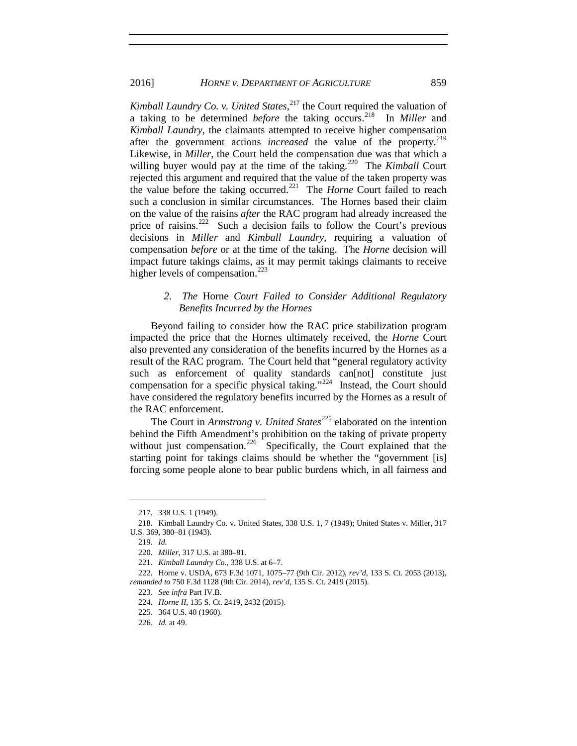*Kimball Laundry Co. v. United States*,[217] the Court required the valuation of a taking to be determined *before* the taking occurs.[218] In *Miller* and *Kimball Laundry*, the claimants attempted to receive higher compensation after the government actions *increased* the value of the property.[219] Likewise, in *Miller*, the Court held the compensation due was that which a willing buyer would pay at the time of the taking.[220] The *Kimball* Court rejected this argument and required that the value of the taken property was the value before the taking occurred.[221] The *Horne* Court failed to reach such a conclusion in similar circumstances. The Hornes based their claim on the value of the raisins *after* the RAC program had already increased the price of raisins.[222] Such a decision fails to follow the Court's previous decisions in *Miller* and *Kimball Laundry*, requiring a valuation of compensation *before* or at the time of the taking. The *Horne* decision will impact future takings claims, as it may permit takings claimants to receive higher levels of compensation.[223]

### *2. The* Horne *Court Failed to Consider Additional Regulatory Benefits Incurred by the Hornes*

Beyond failing to consider how the RAC price stabilization program impacted the price that the Hornes ultimately received, the *Horne* Court also prevented any consideration of the benefits incurred by the Hornes as a result of the RAC program. The Court held that "general regulatory activity such as enforcement of quality standards can[not] constitute just compensation for a specific physical taking."[224] Instead, the Court should have considered the regulatory benefits incurred by the Hornes as a result of the RAC enforcement.

The Court in *Armstrong v. United States*[225] elaborated on the intention behind the Fifth Amendment's prohibition on the taking of private property without just compensation.[226] Specifically, the Court explained that the starting point for takings claims should be whether the "government [is] forcing some people alone to bear public burdens which, in all fairness and

---

217. 338 U.S. 1 (1949).

218. Kimball Laundry Co. v. United States, 338 U.S. 1, 7 (1949); United States v. Miller, 317 U.S. 369, 380–81 (1943).

219. *Id.*

220. *Miller*, 317 U.S. at 380–81.

221. *Kimball Laundry Co.*, 338 U.S. at 6–7.

222. Horne v. USDA, 673 F.3d 1071, 1075–77 (9th Cir. 2012), *rev'd*, 133 S. Ct. 2053 (2013), *remanded to* 750 F.3d 1128 (9th Cir. 2014), *rev'd*, 135 S. Ct. 2419 (2015).

223. *See infra* Part IV.B.

224. *Horne II*, 135 S. Ct. 2419, 2432 (2015).

225. 364 U.S. 40 (1960).

226. *Id.* at 49.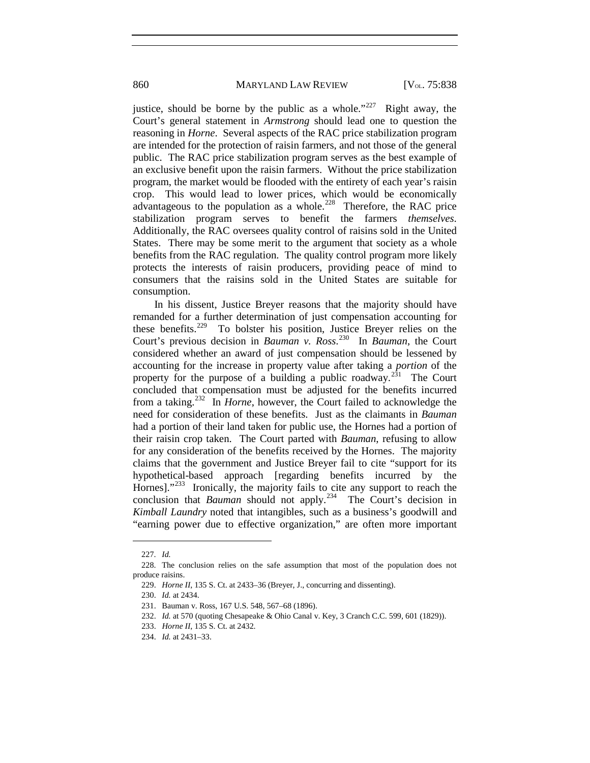justice, should be borne by the public as a whole."[227] Right away, the Court's general statement in *Armstrong* should lead one to question the reasoning in *Horne*. Several aspects of the RAC price stabilization program are intended for the protection of raisin farmers, and not those of the general public. The RAC price stabilization program serves as the best example of an exclusive benefit upon the raisin farmers. Without the price stabilization program, the market would be flooded with the entirety of each year's raisin crop. This would lead to lower prices, which would be economically advantageous to the population as a whole.[228] Therefore, the RAC price stabilization program serves to benefit the farmers *themselves*. Additionally, the RAC oversees quality control of raisins sold in the United States. There may be some merit to the argument that society as a whole benefits from the RAC regulation. The quality control program more likely protects the interests of raisin producers, providing peace of mind to consumers that the raisins sold in the United States are suitable for consumption.

In his dissent, Justice Breyer reasons that the majority should have remanded for a further determination of just compensation accounting for these benefits.[229] To bolster his position, Justice Breyer relies on the Court's previous decision in *Bauman v. Ross*.[230] In *Bauman*, the Court considered whether an award of just compensation should be lessened by accounting for the increase in property value after taking a *portion* of the property for the purpose of a building a public roadway.[231] The Court concluded that compensation must be adjusted for the benefits incurred from a taking.[232] In *Horne*, however, the Court failed to acknowledge the need for consideration of these benefits. Just as the claimants in *Bauman* had a portion of their land taken for public use, the Hornes had a portion of their raisin crop taken. The Court parted with *Bauman*, refusing to allow for any consideration of the benefits received by the Hornes. The majority claims that the government and Justice Breyer fail to cite "support for its hypothetical-based approach [regarding benefits incurred by the Hornes]."[233] Ironically, the majority fails to cite any support to reach the conclusion that *Bauman* should not apply.[234] The Court's decision in *Kimball Laundry* noted that intangibles, such as a business's goodwill and "earning power due to effective organization," are often more important

---

227. *Id.*

228. The conclusion relies on the safe assumption that most of the population does not produce raisins.

229. *Horne II*, 135 S. Ct. at 2433–36 (Breyer, J., concurring and dissenting).

230. *Id.* at 2434.

231. Bauman v. Ross, 167 U.S. 548, 567–68 (1896).

232. *Id.* at 570 (quoting Chesapeake & Ohio Canal v. Key, 3 Cranch C.C. 599, 601 (1829)).

233. *Horne II*, 135 S. Ct. at 2432.

234. *Id.* at 2431–33.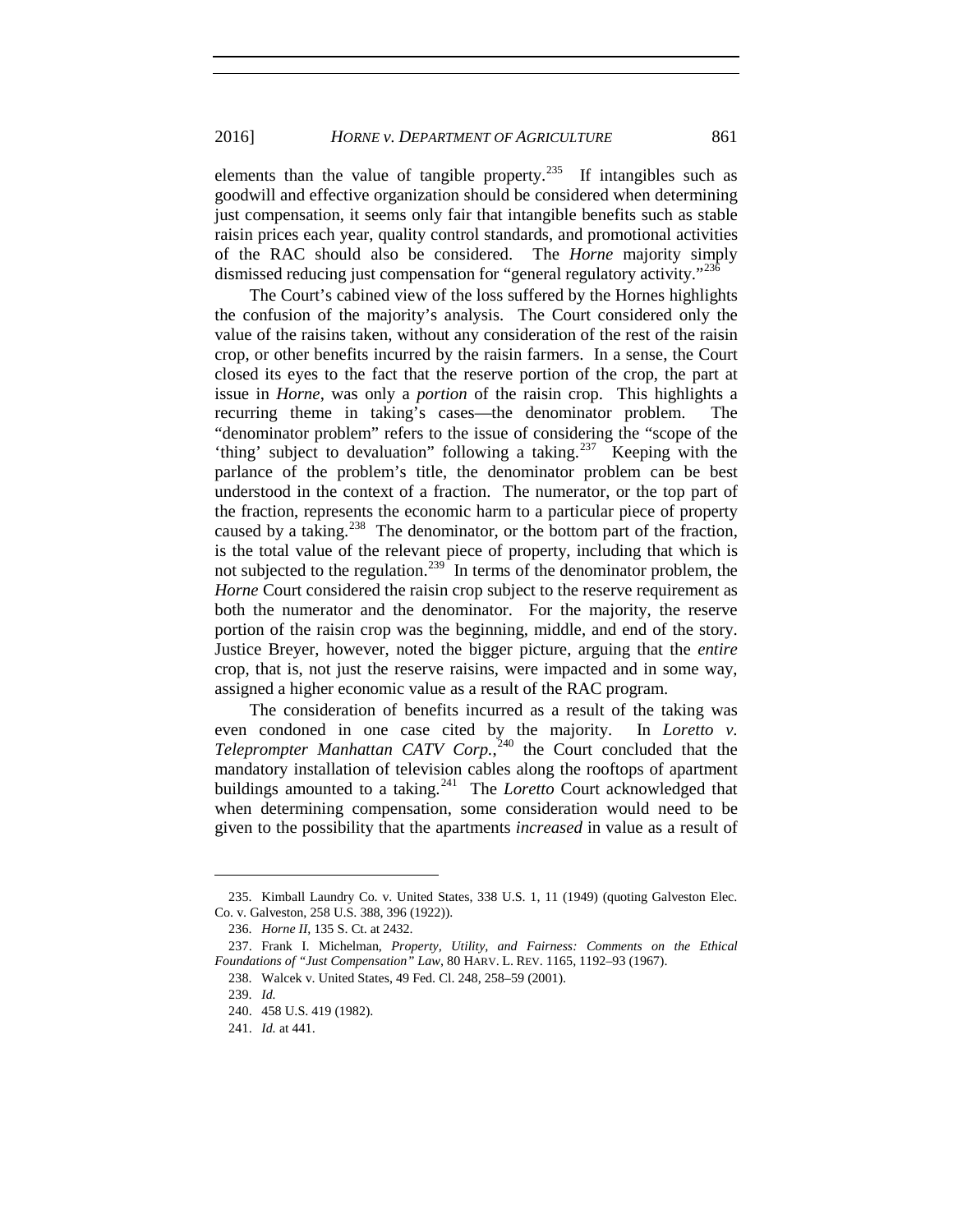elements than the value of tangible property.[235] If intangibles such as goodwill and effective organization should be considered when determining just compensation, it seems only fair that intangible benefits such as stable raisin prices each year, quality control standards, and promotional activities of the RAC should also be considered. The *Horne* majority simply dismissed reducing just compensation for "general regulatory activity."[236]

The Court's cabined view of the loss suffered by the Hornes highlights the confusion of the majority's analysis. The Court considered only the value of the raisins taken, without any consideration of the rest of the raisin crop, or other benefits incurred by the raisin farmers. In a sense, the Court closed its eyes to the fact that the reserve portion of the crop, the part at issue in *Horne*, was only a *portion* of the raisin crop. This highlights a recurring theme in taking's cases—the denominator problem. The "denominator problem" refers to the issue of considering the "scope of the 'thing' subject to devaluation" following a taking.[237] Keeping with the parlance of the problem's title, the denominator problem can be best understood in the context of a fraction. The numerator, or the top part of the fraction, represents the economic harm to a particular piece of property caused by a taking.[238] The denominator, or the bottom part of the fraction, is the total value of the relevant piece of property, including that which is not subjected to the regulation.[239] In terms of the denominator problem, the *Horne* Court considered the raisin crop subject to the reserve requirement as both the numerator and the denominator. For the majority, the reserve portion of the raisin crop was the beginning, middle, and end of the story. Justice Breyer, however, noted the bigger picture, arguing that the *entire* crop, that is, not just the reserve raisins, were impacted and in some way, assigned a higher economic value as a result of the RAC program.

The consideration of benefits incurred as a result of the taking was even condoned in one case cited by the majority. In *Loretto v. Teleprompter Manhattan CATV Corp.*,[240] the Court concluded that the mandatory installation of television cables along the rooftops of apartment buildings amounted to a taking.[241] The *Loretto* Court acknowledged that when determining compensation, some consideration would need to be given to the possibility that the apartments *increased* in value as a result of

---

235. Kimball Laundry Co. v. United States, 338 U.S. 1, 11 (1949) (quoting Galveston Elec. Co. v. Galveston, 258 U.S. 388, 396 (1922)).

236. *Horne II*, 135 S. Ct. at 2432.

237. Frank I. Michelman, *Property, Utility, and Fairness: Comments on the Ethical Foundations of "Just Compensation" Law*, 80 HARV. L. REV. 1165, 1192–93 (1967).

238. Walcek v. United States, 49 Fed. Cl. 248, 258–59 (2001).

239. *Id.*

240. 458 U.S. 419 (1982).

241. *Id.* at 441.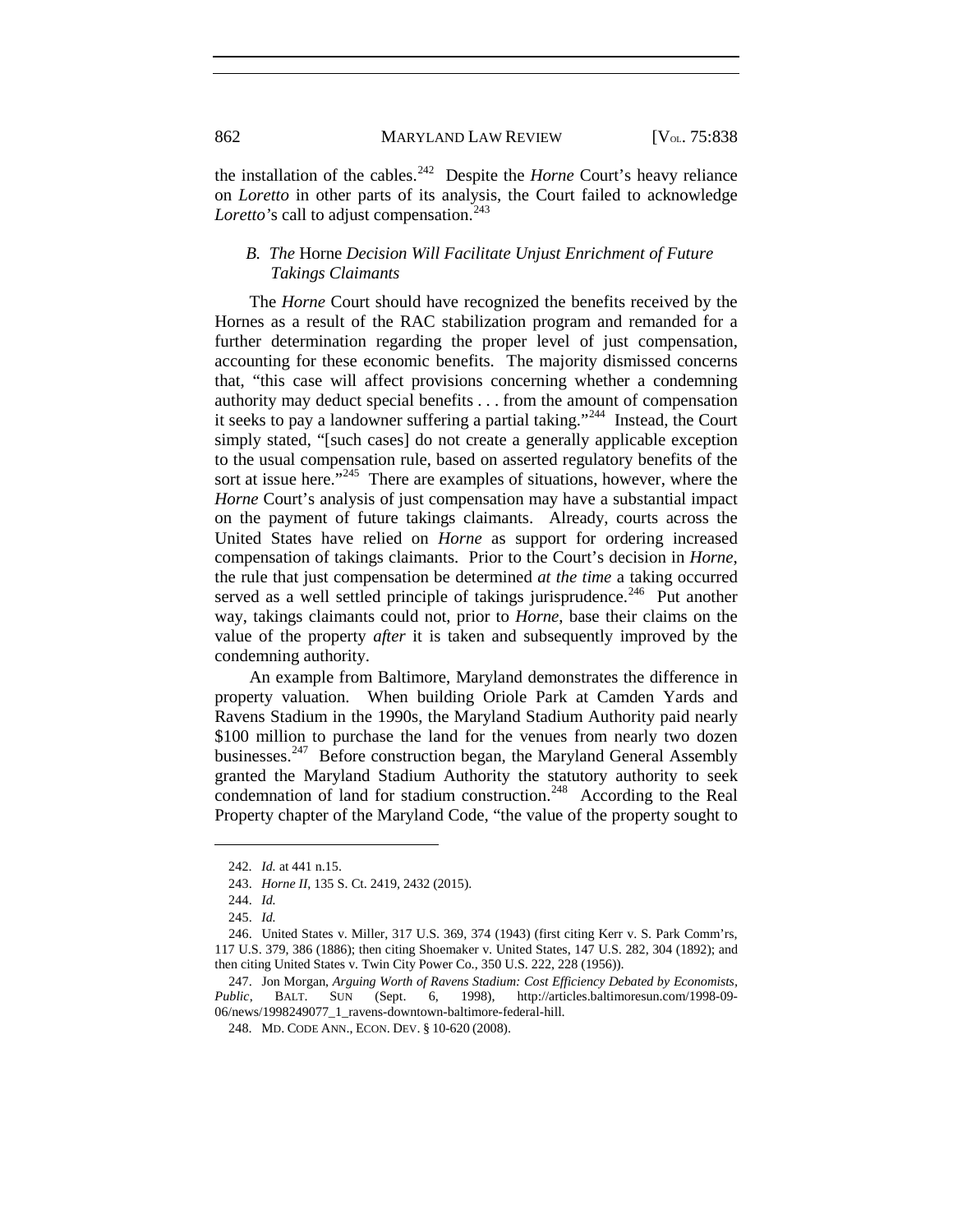the installation of the cables.[242] Despite the *Horne* Court's heavy reliance on *Loretto* in other parts of its analysis, the Court failed to acknowledge *Loretto*'s call to adjust compensation.[243]

### *B. The* Horne *Decision Will Facilitate Unjust Enrichment of Future Takings Claimants*

The *Horne* Court should have recognized the benefits received by the Hornes as a result of the RAC stabilization program and remanded for a further determination regarding the proper level of just compensation, accounting for these economic benefits. The majority dismissed concerns that, "this case will affect provisions concerning whether a condemning authority may deduct special benefits . . . from the amount of compensation it seeks to pay a landowner suffering a partial taking."[244] Instead, the Court simply stated, "[such cases] do not create a generally applicable exception to the usual compensation rule, based on asserted regulatory benefits of the sort at issue here."[245] There are examples of situations, however, where the *Horne* Court's analysis of just compensation may have a substantial impact on the payment of future takings claimants. Already, courts across the United States have relied on *Horne* as support for ordering increased compensation of takings claimants. Prior to the Court's decision in *Horne*, the rule that just compensation be determined *at the time* a taking occurred served as a well settled principle of takings jurisprudence.[246] Put another way, takings claimants could not, prior to *Horne*, base their claims on the value of the property *after* it is taken and subsequently improved by the condemning authority.

An example from Baltimore, Maryland demonstrates the difference in property valuation. When building Oriole Park at Camden Yards and Ravens Stadium in the 1990s, the Maryland Stadium Authority paid nearly \$100 million to purchase the land for the venues from nearly two dozen businesses.[247] Before construction began, the Maryland General Assembly granted the Maryland Stadium Authority the statutory authority to seek condemnation of land for stadium construction.[248] According to the Real Property chapter of the Maryland Code, "the value of the property sought to

---

242. *Id.* at 441 n.15.

243. *Horne II*, 135 S. Ct. 2419, 2432 (2015).

244. *Id.*

245. *Id.*

246. United States v. Miller, 317 U.S. 369, 374 (1943) (first citing Kerr v. S. Park Comm'rs, 117 U.S. 379, 386 (1886); then citing Shoemaker v. United States, 147 U.S. 282, 304 (1892); and then citing United States v. Twin City Power Co., 350 U.S. 222, 228 (1956)).

247. Jon Morgan, *Arguing Worth of Ravens Stadium: Cost Efficiency Debated by Economists, Public*, BALT. SUN (Sept. 6, 1998), http://articles.baltimoresun.com/1998-09-06/news/1998249077_1_ravens-downtown-baltimore-federal-hill.

248. MD. CODE ANN., ECON. DEV. § 10-620 (2008).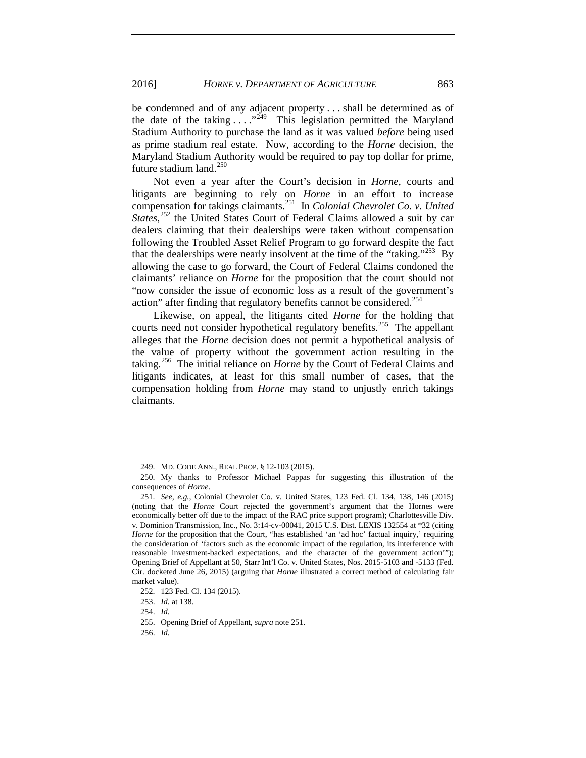be condemned and of any adjacent property . . . shall be determined as of the date of the taking . . . ."[249] This legislation permitted the Maryland Stadium Authority to purchase the land as it was valued *before* being used as prime stadium real estate. Now, according to the *Horne* decision, the Maryland Stadium Authority would be required to pay top dollar for prime, future stadium land.[250]

Not even a year after the Court's decision in *Horne*, courts and litigants are beginning to rely on *Horne* in an effort to increase compensation for takings claimants.[251] In *Colonial Chevrolet Co. v. United States*,[252] the United States Court of Federal Claims allowed a suit by car dealers claiming that their dealerships were taken without compensation following the Troubled Asset Relief Program to go forward despite the fact that the dealerships were nearly insolvent at the time of the "taking."[253] By allowing the case to go forward, the Court of Federal Claims condoned the claimants' reliance on *Horne* for the proposition that the court should not "now consider the issue of economic loss as a result of the government's action" after finding that regulatory benefits cannot be considered.[254]

Likewise, on appeal, the litigants cited *Horne* for the holding that courts need not consider hypothetical regulatory benefits.[255] The appellant alleges that the *Horne* decision does not permit a hypothetical analysis of the value of property without the government action resulting in the taking.[256] The initial reliance on *Horne* by the Court of Federal Claims and litigants indicates, at least for this small number of cases, that the compensation holding from *Horne* may stand to unjustly enrich takings claimants.

---

249. MD. CODE ANN., REAL PROP. § 12-103 (2015).

250. My thanks to Professor Michael Pappas for suggesting this illustration of the consequences of *Horne*.

251. *See, e.g.*, Colonial Chevrolet Co. v. United States, 123 Fed. Cl. 134, 138, 146 (2015) (noting that the *Horne* Court rejected the government's argument that the Hornes were economically better off due to the impact of the RAC price support program); Charlottesville Div. v. Dominion Transmission, Inc., No. 3:14-cv-00041, 2015 U.S. Dist. LEXIS 132554 at *32 (citing *Horne* for the proposition that the Court, "has established 'an 'ad hoc' factual inquiry,' requiring the consideration of 'factors such as the economic impact of the regulation, its interference with reasonable investment-backed expectations, and the character of the government action'"); Opening Brief of Appellant at 50, Starr Int'l Co. v. United States, Nos. 2015-5103 and -5133 (Fed. Cir. docketed June 26, 2015) (arguing that *Horne* illustrated a correct method of calculating fair market value).

252. 123 Fed. Cl. 134 (2015).

253. *Id.* at 138.

254. *Id.*

255. Opening Brief of Appellant, *supra* note 251.

256. *Id.*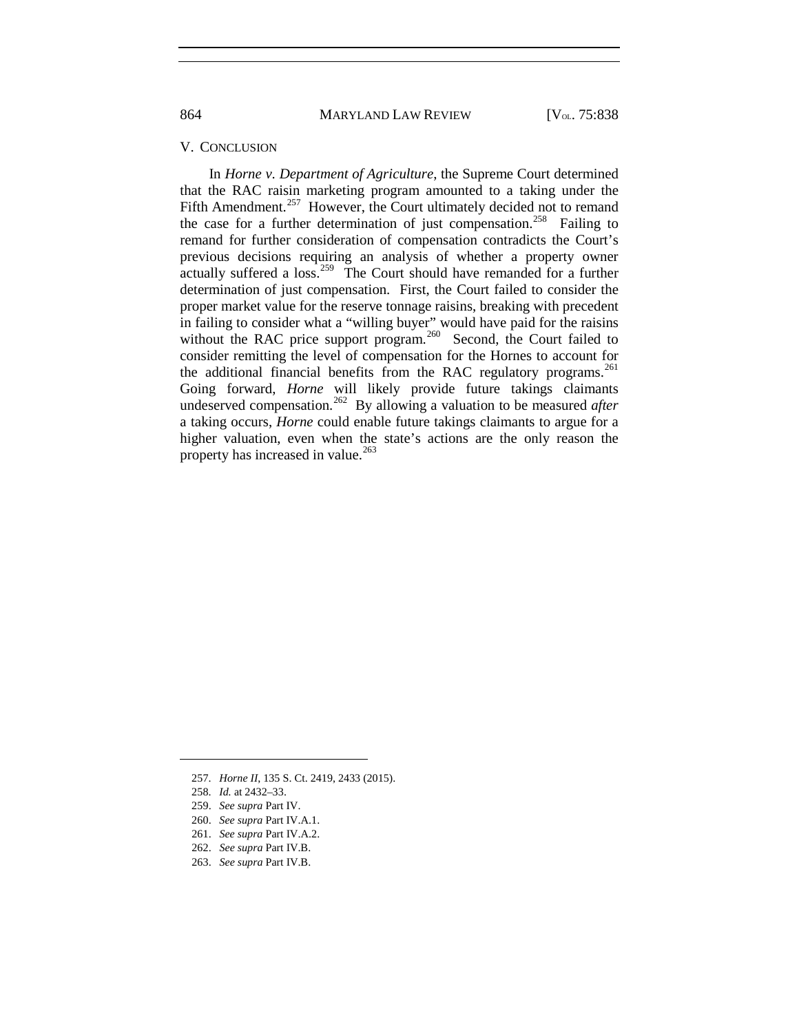## V. CONCLUSION

In *Horne v. Department of Agriculture*, the Supreme Court determined that the RAC raisin marketing program amounted to a taking under the Fifth Amendment.[257] However, the Court ultimately decided not to remand the case for a further determination of just compensation.[258] Failing to remand for further consideration of compensation contradicts the Court's previous decisions requiring an analysis of whether a property owner actually suffered a loss.[259] The Court should have remanded for a further determination of just compensation. First, the Court failed to consider the proper market value for the reserve tonnage raisins, breaking with precedent in failing to consider what a "willing buyer" would have paid for the raisins without the RAC price support program.[260] Second, the Court failed to consider remitting the level of compensation for the Hornes to account for the additional financial benefits from the RAC regulatory programs.[261] Going forward, *Horne* will likely provide future takings claimants undeserved compensation.[262] By allowing a valuation to be measured *after* a taking occurs, *Horne* could enable future takings claimants to argue for a higher valuation, even when the state's actions are the only reason the property has increased in value.[263]

---

257. *Horne II*, 135 S. Ct. 2419, 2433 (2015).

258. *Id.* at 2432–33.

259. *See supra* Part IV.

260. *See supra* Part IV.A.1.

261. *See supra* Part IV.A.2.

262. *See supra* Part IV.B.

263. *See supra* Part IV.B.